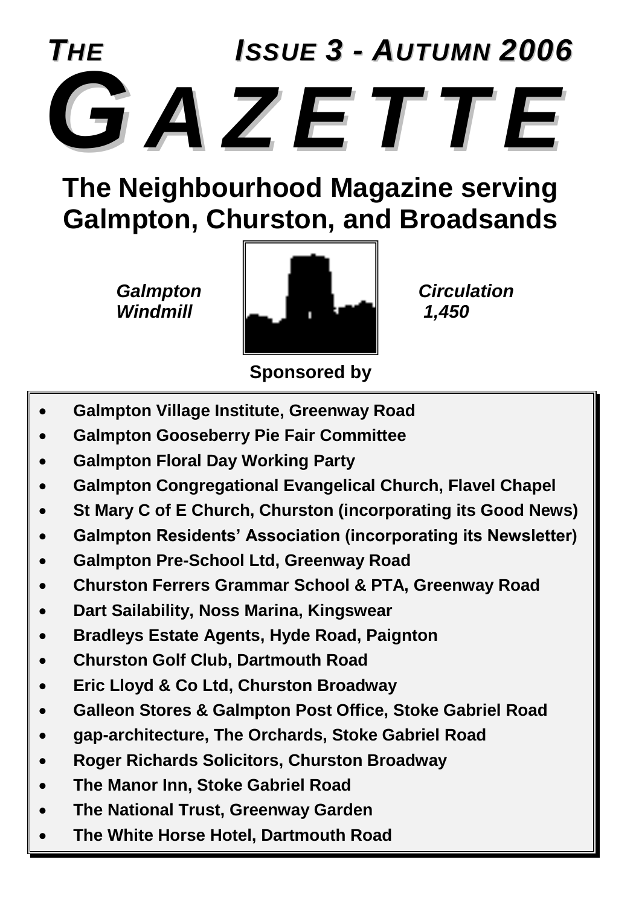*THE* *ISSUE 3 - AUTUMN 2006*

# *GAZETTE*

## The Neighbourhood Magazine serving Galmpton, Churston, and Broadsands

*Galmpton Windmill*

*Circulation 1,450*

**Sponsored by**

- **Galmpton Village Institute, Greenway Road**
- **Galmpton Gooseberry Pie Fair Committee**
- **Galmpton Floral Day Working Party**
- **Galmpton Congregational Evangelical Church, Flavel Chapel**
- **St Mary C of E Church, Churston (incorporating its Good News)**
- **Galmpton Residents' Association (incorporating its Newsletter)**
- **Galmpton Pre-School Ltd, Greenway Road**
- **Churston Ferrers Grammar School & PTA, Greenway Road**
- **Dart Sailability, Noss Marina, Kingswear**
- **Bradleys Estate Agents, Hyde Road, Paignton**
- **Churston Golf Club, Dartmouth Road**
- **Eric Lloyd & Co Ltd, Churston Broadway**
- **Galleon Stores & Galmpton Post Office, Stoke Gabriel Road**
- **gap-architecture, The Orchards, Stoke Gabriel Road**
- **Roger Richards Solicitors, Churston Broadway**
- **The Manor Inn, Stoke Gabriel Road**
- **The National Trust, Greenway Garden**
- **The White Horse Hotel, Dartmouth Road**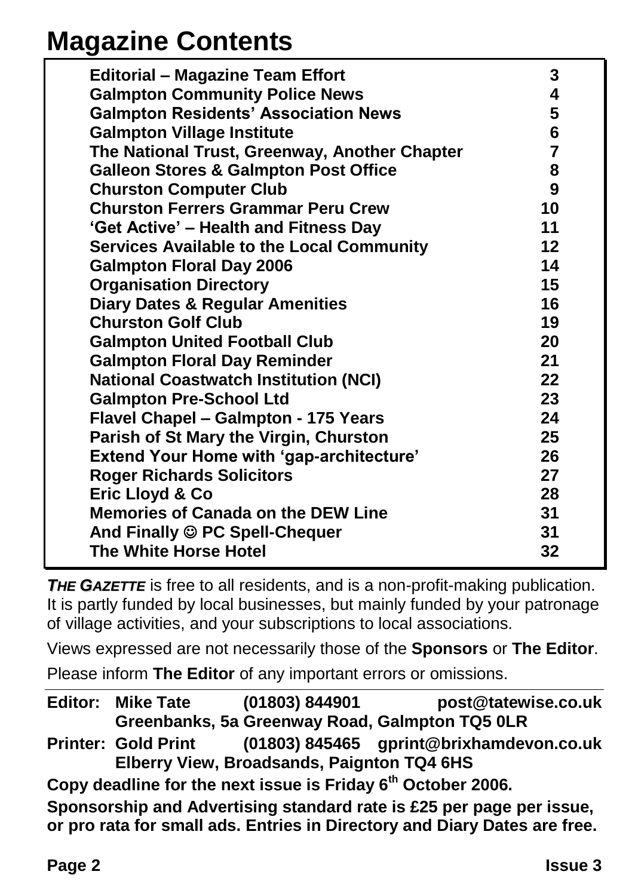# Magazine Contents

| | |
|---|---|
| **Editorial – Magazine Team Effort** | **3** |
| **Galmpton Community Police News** | **4** |
| **Galmpton Residents' Association News** | **5** |
| **Galmpton Village Institute** | **6** |
| **The National Trust, Greenway, Another Chapter** | **7** |
| **Galleon Stores & Galmpton Post Office** | **8** |
| **Churston Computer Club** | **9** |
| **Churston Ferrers Grammar Peru Crew** | **10** |
| **'Get Active' – Health and Fitness Day** | **11** |
| **Services Available to the Local Community** | **12** |
| **Galmpton Floral Day 2006** | **14** |
| **Organisation Directory** | **15** |
| **Diary Dates & Regular Amenities** | **16** |
| **Churston Golf Club** | **19** |
| **Galmpton United Football Club** | **20** |
| **Galmpton Floral Day Reminder** | **21** |
| **National Coastwatch Institution (NCI)** | **22** |
| **Galmpton Pre-School Ltd** | **23** |
| **Flavel Chapel – Galmpton - 175 Years** | **24** |
| **Parish of St Mary the Virgin, Churston** | **25** |
| **Extend Your Home with 'gap-architecture'** | **26** |
| **Roger Richards Solicitors** | **27** |
| **Eric Lloyd & Co** | **28** |
| **Memories of Canada on the DEW Line** | **31** |
| **And Finally ☺ PC Spell-Chequer** | **31** |
| **The White Horse Hotel** | **32** |

***THE GAZETTE*** is free to all residents, and is a non-profit-making publication. It is partly funded by local businesses, but mainly funded by your patronage of village activities, and your subscriptions to local associations.

Views expressed are not necessarily those of the **Sponsors** or **The Editor**.

Please inform **The Editor** of any important errors or omissions.

**Editor: Mike Tate (01803) 844901 post@tatewise.co.uk**
**Greenbanks, 5a Greenway Road, Galmpton TQ5 0LR**

**Printer: Gold Print (01803) 845465 gprint@brixhamdevon.co.uk**
**Elberry View, Broadsands, Paignton TQ4 6HS**

**Copy deadline for the next issue is Friday 6th October 2006.**

**Sponsorship and Advertising standard rate is £25 per page per issue, or pro rata for small ads. Entries in Directory and Diary Dates are free.**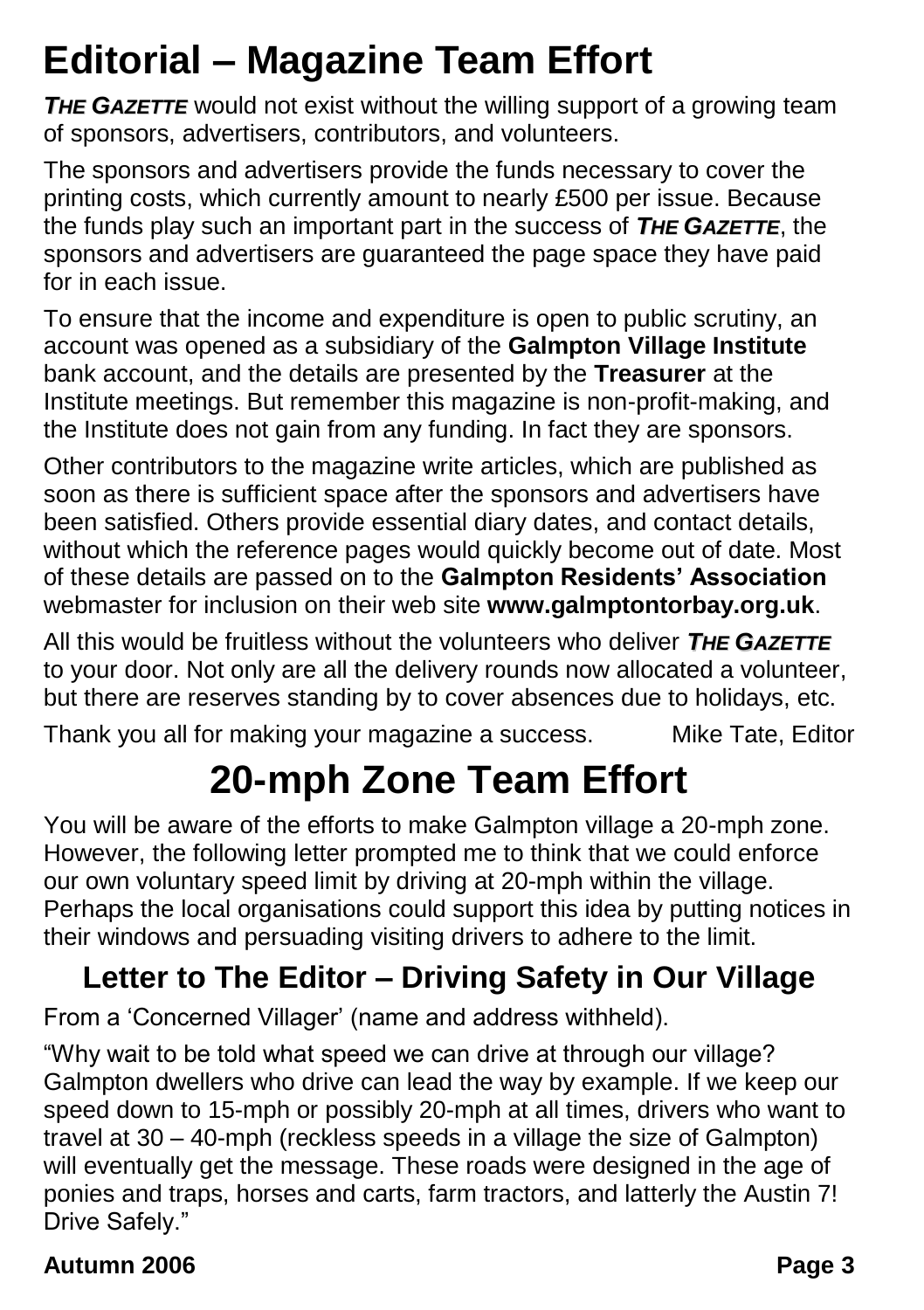# Editorial – Magazine Team Effort

***THE GAZETTE*** would not exist without the willing support of a growing team of sponsors, advertisers, contributors, and volunteers.

The sponsors and advertisers provide the funds necessary to cover the printing costs, which currently amount to nearly £500 per issue. Because the funds play such an important part in the success of ***THE GAZETTE***, the sponsors and advertisers are guaranteed the page space they have paid for in each issue.

To ensure that the income and expenditure is open to public scrutiny, an account was opened as a subsidiary of the **Galmpton Village Institute** bank account, and the details are presented by the **Treasurer** at the Institute meetings. But remember this magazine is non-profit-making, and the Institute does not gain from any funding. In fact they are sponsors.

Other contributors to the magazine write articles, which are published as soon as there is sufficient space after the sponsors and advertisers have been satisfied. Others provide essential diary dates, and contact details, without which the reference pages would quickly become out of date. Most of these details are passed on to the **Galmpton Residents' Association** webmaster for inclusion on their web site **www.galmptontorbay.org.uk**.

All this would be fruitless without the volunteers who deliver ***THE GAZETTE*** to your door. Not only are all the delivery rounds now allocated a volunteer, but there are reserves standing by to cover absences due to holidays, etc.

Thank you all for making your magazine a success. Mike Tate, Editor

# 20-mph Zone Team Effort

You will be aware of the efforts to make Galmpton village a 20-mph zone. However, the following letter prompted me to think that we could enforce our own voluntary speed limit by driving at 20-mph within the village. Perhaps the local organisations could support this idea by putting notices in their windows and persuading visiting drivers to adhere to the limit.

## Letter to The Editor – Driving Safety in Our Village

From a 'Concerned Villager' (name and address withheld).

"Why wait to be told what speed we can drive at through our village? Galmpton dwellers who drive can lead the way by example. If we keep our speed down to 15-mph or possibly 20-mph at all times, drivers who want to travel at 30 – 40-mph (reckless speeds in a village the size of Galmpton) will eventually get the message. These roads were designed in the age of ponies and traps, horses and carts, farm tractors, and latterly the Austin 7! Drive Safely."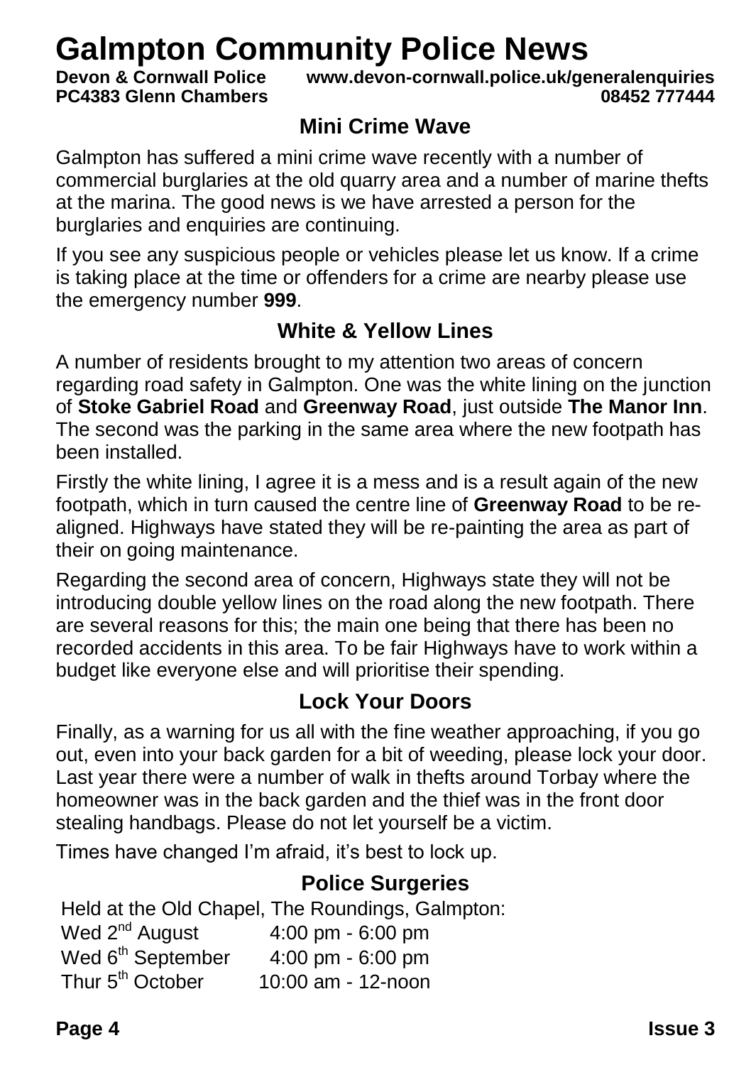# Galmpton Community Police News

**Devon & Cornwall Police** **www.devon-cornwall.police.uk/generalenquiries**
**PC4383 Glenn Chambers** **08452 777444**

## Mini Crime Wave

Galmpton has suffered a mini crime wave recently with a number of commercial burglaries at the old quarry area and a number of marine thefts at the marina. The good news is we have arrested a person for the burglaries and enquiries are continuing.

If you see any suspicious people or vehicles please let us know. If a crime is taking place at the time or offenders for a crime are nearby please use the emergency number **999**.

## White & Yellow Lines

A number of residents brought to my attention two areas of concern regarding road safety in Galmpton. One was the white lining on the junction of **Stoke Gabriel Road** and **Greenway Road**, just outside **The Manor Inn**. The second was the parking in the same area where the new footpath has been installed.

Firstly the white lining, I agree it is a mess and is a result again of the new footpath, which in turn caused the centre line of **Greenway Road** to be re-aligned. Highways have stated they will be re-painting the area as part of their on going maintenance.

Regarding the second area of concern, Highways state they will not be introducing double yellow lines on the road along the new footpath. There are several reasons for this; the main one being that there has been no recorded accidents in this area. To be fair Highways have to work within a budget like everyone else and will prioritise their spending.

## Lock Your Doors

Finally, as a warning for us all with the fine weather approaching, if you go out, even into your back garden for a bit of weeding, please lock your door. Last year there were a number of walk in thefts around Torbay where the homeowner was in the back garden and the thief was in the front door stealing handbags. Please do not let yourself be a victim.

Times have changed I'm afraid, it's best to lock up.

## Police Surgeries

Held at the Old Chapel, The Roundings, Galmpton:

| | |
|---|---|
| Wed 2nd August | 4:00 pm - 6:00 pm |
| Wed 6th September | 4:00 pm - 6:00 pm |
| Thur 5th October | 10:00 am - 12-noon |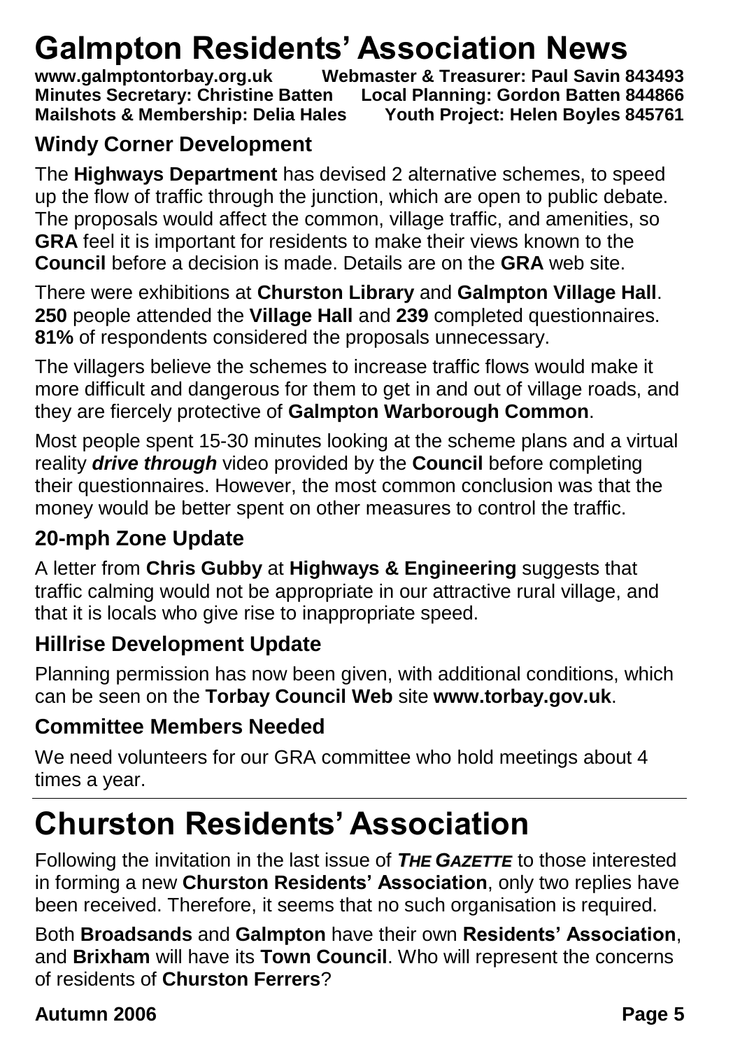# Galmpton Residents' Association News

**www.galmptontorbay.org.uk Webmaster & Treasurer: Paul Savin 843493**
**Minutes Secretary: Christine Batten Local Planning: Gordon Batten 844866**
**Mailshots & Membership: Delia Hales Youth Project: Helen Boyles 845761**

## Windy Corner Development

The **Highways Department** has devised 2 alternative schemes, to speed up the flow of traffic through the junction, which are open to public debate. The proposals would affect the common, village traffic, and amenities, so **GRA** feel it is important for residents to make their views known to the **Council** before a decision is made. Details are on the **GRA** web site.

There were exhibitions at **Churston Library** and **Galmpton Village Hall**. **250** people attended the **Village Hall** and **239** completed questionnaires. **81%** of respondents considered the proposals unnecessary.

The villagers believe the schemes to increase traffic flows would make it more difficult and dangerous for them to get in and out of village roads, and they are fiercely protective of **Galmpton Warborough Common**.

Most people spent 15-30 minutes looking at the scheme plans and a virtual reality ***drive through*** video provided by the **Council** before completing their questionnaires. However, the most common conclusion was that the money would be better spent on other measures to control the traffic.

## 20-mph Zone Update

A letter from **Chris Gubby** at **Highways & Engineering** suggests that traffic calming would not be appropriate in our attractive rural village, and that it is locals who give rise to inappropriate speed.

## Hillrise Development Update

Planning permission has now been given, with additional conditions, which can be seen on the **Torbay Council Web** site **www.torbay.gov.uk**.

## Committee Members Needed

We need volunteers for our GRA committee who hold meetings about 4 times a year.

---

# Churston Residents' Association

Following the invitation in the last issue of ***THE GAZETTE*** to those interested in forming a new **Churston Residents' Association**, only two replies have been received. Therefore, it seems that no such organisation is required.

Both **Broadsands** and **Galmpton** have their own **Residents' Association**, and **Brixham** will have its **Town Council**. Who will represent the concerns of residents of **Churston Ferrers**?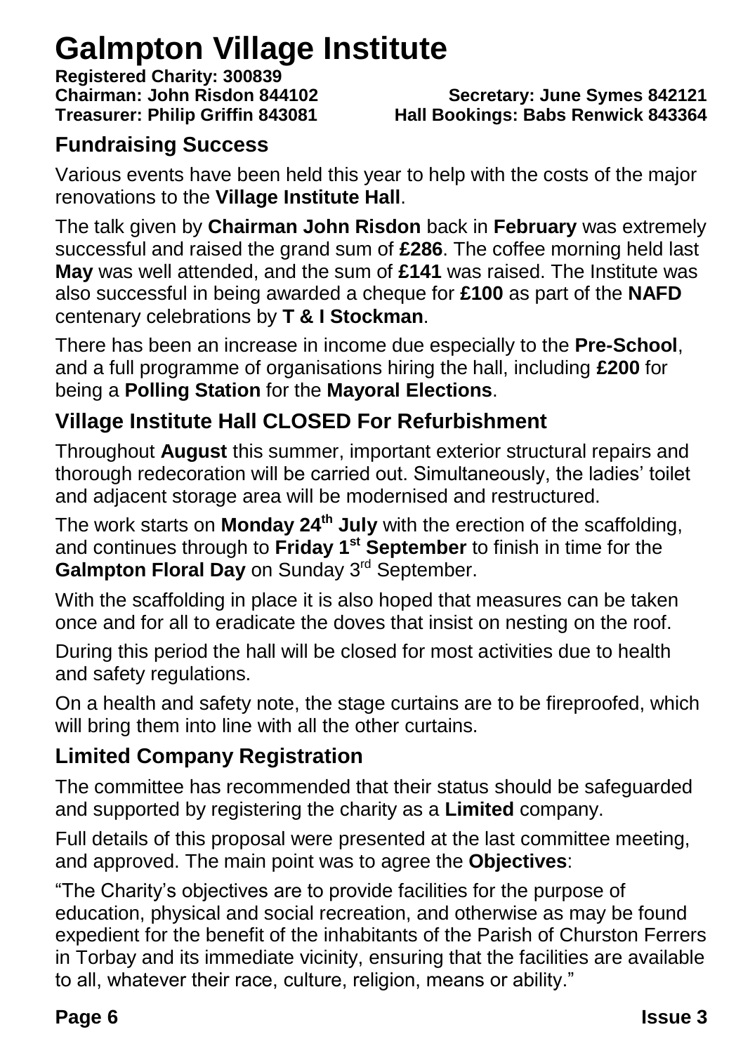# Galmpton Village Institute

**Registered Charity: 300839**
**Chairman: John Risdon 844102** **Secretary: June Symes 842121**
**Treasurer: Philip Griffin 843081** **Hall Bookings: Babs Renwick 843364**

## Fundraising Success

Various events have been held this year to help with the costs of the major renovations to the **Village Institute Hall**.

The talk given by **Chairman John Risdon** back in **February** was extremely successful and raised the grand sum of **£286**. The coffee morning held last **May** was well attended, and the sum of **£141** was raised. The Institute was also successful in being awarded a cheque for **£100** as part of the **NAFD** centenary celebrations by **T & I Stockman**.

There has been an increase in income due especially to the **Pre-School**, and a full programme of organisations hiring the hall, including **£200** for being a **Polling Station** for the **Mayoral Elections**.

## Village Institute Hall CLOSED For Refurbishment

Throughout **August** this summer, important exterior structural repairs and thorough redecoration will be carried out. Simultaneously, the ladies' toilet and adjacent storage area will be modernised and restructured.

The work starts on **Monday 24th July** with the erection of the scaffolding, and continues through to **Friday 1st September** to finish in time for the **Galmpton Floral Day** on Sunday 3rd September.

With the scaffolding in place it is also hoped that measures can be taken once and for all to eradicate the doves that insist on nesting on the roof.

During this period the hall will be closed for most activities due to health and safety regulations.

On a health and safety note, the stage curtains are to be fireproofed, which will bring them into line with all the other curtains.

## Limited Company Registration

The committee has recommended that their status should be safeguarded and supported by registering the charity as a **Limited** company.

Full details of this proposal were presented at the last committee meeting, and approved. The main point was to agree the **Objectives**:

"The Charity's objectives are to provide facilities for the purpose of education, physical and social recreation, and otherwise as may be found expedient for the benefit of the inhabitants of the Parish of Churston Ferrers in Torbay and its immediate vicinity, ensuring that the facilities are available to all, whatever their race, culture, religion, means or ability."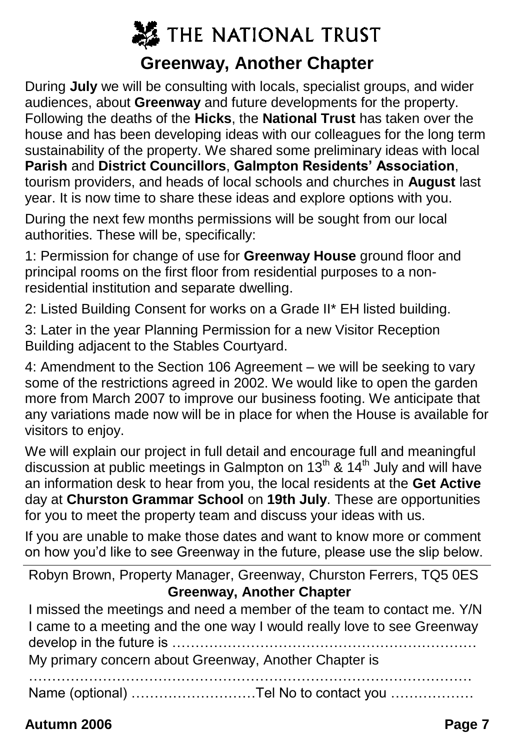# THE NATIONAL TRUST

## Greenway, Another Chapter

During **July** we will be consulting with locals, specialist groups, and wider audiences, about **Greenway** and future developments for the property. Following the deaths of the **Hicks**, the **National Trust** has taken over the house and has been developing ideas with our colleagues for the long term sustainability of the property. We shared some preliminary ideas with local **Parish** and **District Councillors**, **Galmpton Residents' Association**, tourism providers, and heads of local schools and churches in **August** last year. It is now time to share these ideas and explore options with you.

During the next few months permissions will be sought from our local authorities. These will be, specifically:

1: Permission for change of use for **Greenway House** ground floor and principal rooms on the first floor from residential purposes to a non-residential institution and separate dwelling.

2: Listed Building Consent for works on a Grade II* EH listed building.

3: Later in the year Planning Permission for a new Visitor Reception Building adjacent to the Stables Courtyard.

4: Amendment to the Section 106 Agreement – we will be seeking to vary some of the restrictions agreed in 2002. We would like to open the garden more from March 2007 to improve our business footing. We anticipate that any variations made now will be in place for when the House is available for visitors to enjoy.

We will explain our project in full detail and encourage full and meaningful discussion at public meetings in Galmpton on 13th & 14th July and will have an information desk to hear from you, the local residents at the **Get Active** day at **Churston Grammar School** on **19th July**. These are opportunities for you to meet the property team and discuss your ideas with us.

If you are unable to make those dates and want to know more or comment on how you'd like to see Greenway in the future, please use the slip below.

---

Robyn Brown, Property Manager, Greenway, Churston Ferrers, TQ5 0ES

**Greenway, Another Chapter**

I missed the meetings and need a member of the team to contact me. Y/N

I came to a meeting and the one way I would really love to see Greenway develop in the future is …………………………………………………………

My primary concern about Greenway, Another Chapter is

……………………………………………………………………………………

Name (optional) ………………………Tel No to contact you ………………

**Autumn 2006**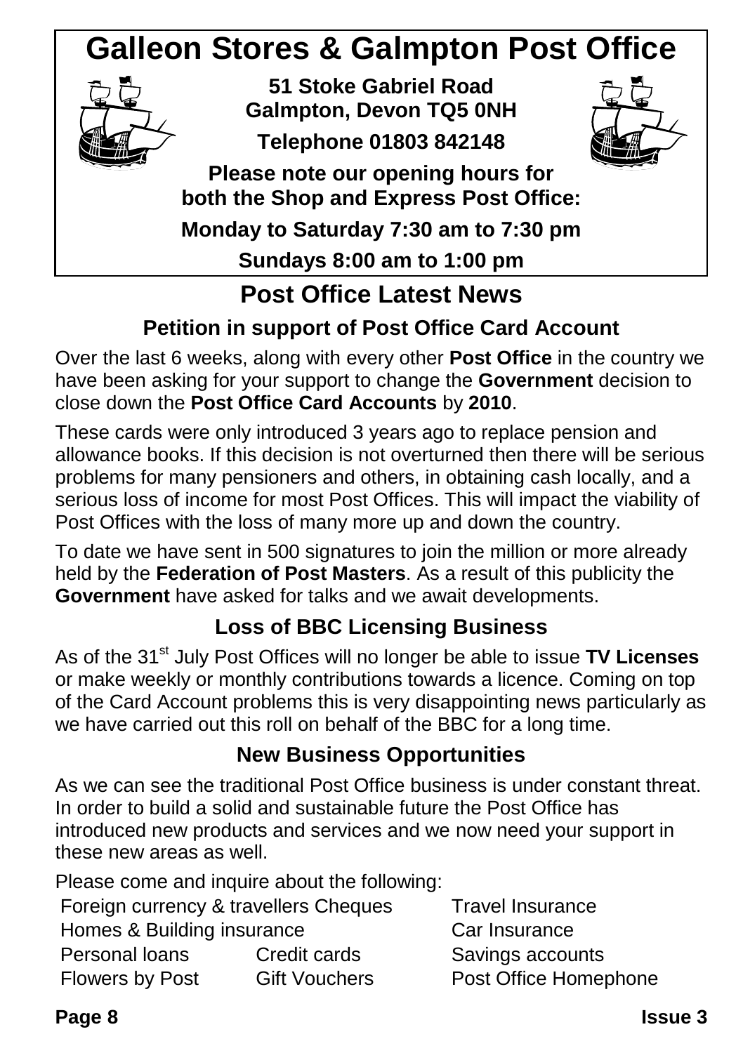# Galleon Stores & Galmpton Post Office

**51 Stoke Gabriel Road**
**Galmpton, Devon TQ5 0NH**

**Telephone 01803 842148**

**Please note our opening hours for both the Shop and Express Post Office:**

**Monday to Saturday 7:30 am to 7:30 pm**

**Sundays 8:00 am to 1:00 pm**

## Post Office Latest News

### Petition in support of Post Office Card Account

Over the last 6 weeks, along with every other **Post Office** in the country we have been asking for your support to change the **Government** decision to close down the **Post Office Card Accounts** by **2010**.

These cards were only introduced 3 years ago to replace pension and allowance books. If this decision is not overturned then there will be serious problems for many pensioners and others, in obtaining cash locally, and a serious loss of income for most Post Offices. This will impact the viability of Post Offices with the loss of many more up and down the country.

To date we have sent in 500 signatures to join the million or more already held by the **Federation of Post Masters**. As a result of this publicity the **Government** have asked for talks and we await developments.

### Loss of BBC Licensing Business

As of the 31st July Post Offices will no longer be able to issue **TV Licenses** or make weekly or monthly contributions towards a licence. Coming on top of the Card Account problems this is very disappointing news particularly as we have carried out this roll on behalf of the BBC for a long time.

### New Business Opportunities

As we can see the traditional Post Office business is under constant threat. In order to build a solid and sustainable future the Post Office has introduced new products and services and we now need your support in these new areas as well.

Please come and inquire about the following:

- Foreign currency & travellers Cheques
- Travel Insurance
- Homes & Building insurance
- Car Insurance
- Personal loans
- Credit cards
- Savings accounts
- Flowers by Post
- Gift Vouchers
- Post Office Homephone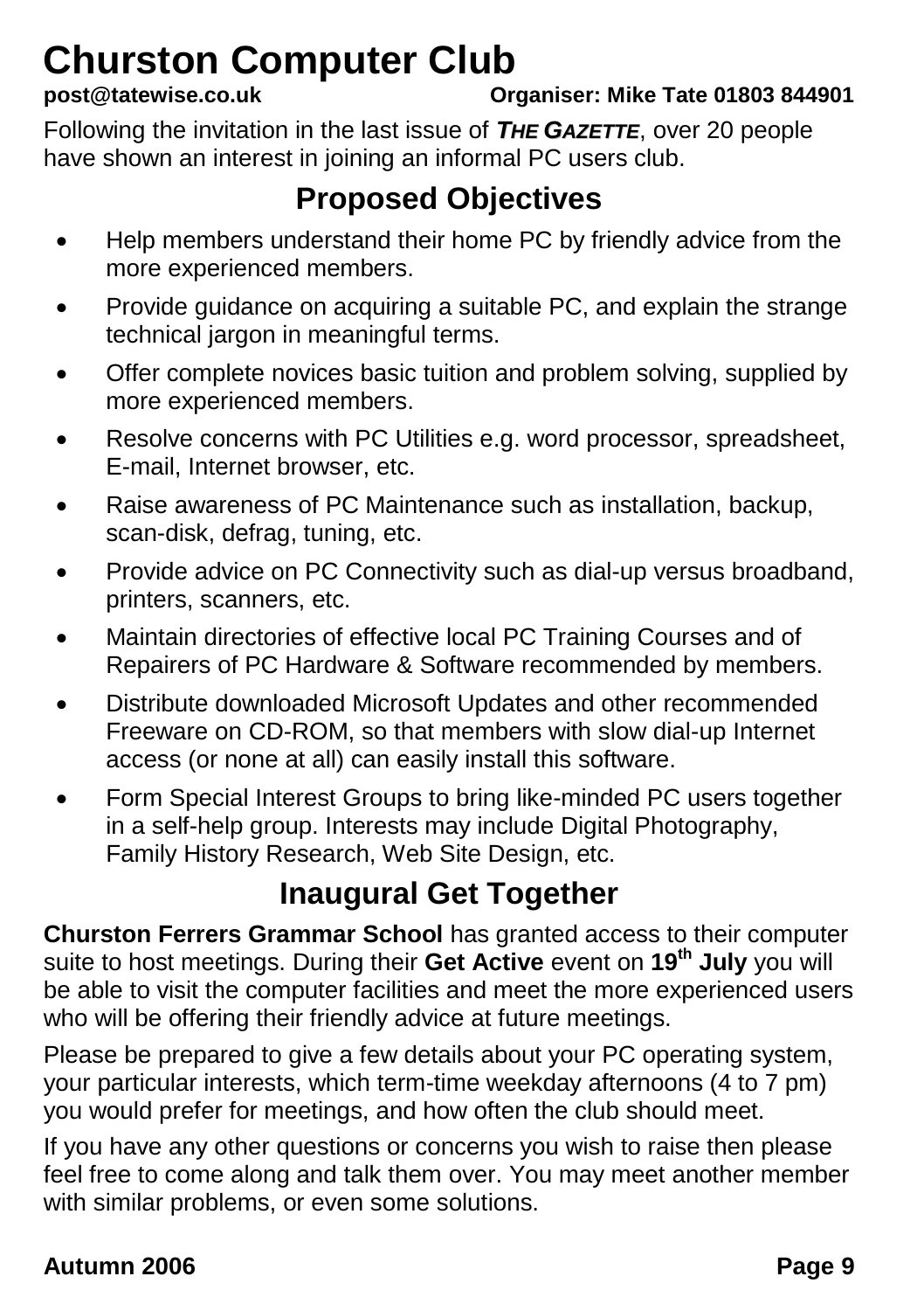# Churston Computer Club

**post@tatewise.co.uk** **Organiser: Mike Tate 01803 844901**

Following the invitation in the last issue of ***THE GAZETTE***, over 20 people have shown an interest in joining an informal PC users club.

## Proposed Objectives

- Help members understand their home PC by friendly advice from the more experienced members.
- Provide guidance on acquiring a suitable PC, and explain the strange technical jargon in meaningful terms.
- Offer complete novices basic tuition and problem solving, supplied by more experienced members.
- Resolve concerns with PC Utilities e.g. word processor, spreadsheet, E-mail, Internet browser, etc.
- Raise awareness of PC Maintenance such as installation, backup, scan-disk, defrag, tuning, etc.
- Provide advice on PC Connectivity such as dial-up versus broadband, printers, scanners, etc.
- Maintain directories of effective local PC Training Courses and of Repairers of PC Hardware & Software recommended by members.
- Distribute downloaded Microsoft Updates and other recommended Freeware on CD-ROM, so that members with slow dial-up Internet access (or none at all) can easily install this software.
- Form Special Interest Groups to bring like-minded PC users together in a self-help group. Interests may include Digital Photography, Family History Research, Web Site Design, etc.

## Inaugural Get Together

**Churston Ferrers Grammar School** has granted access to their computer suite to host meetings. During their **Get Active** event on **19th July** you will be able to visit the computer facilities and meet the more experienced users who will be offering their friendly advice at future meetings.

Please be prepared to give a few details about your PC operating system, your particular interests, which term-time weekday afternoons (4 to 7 pm) you would prefer for meetings, and how often the club should meet.

If you have any other questions or concerns you wish to raise then please feel free to come along and talk them over. You may meet another member with similar problems, or even some solutions.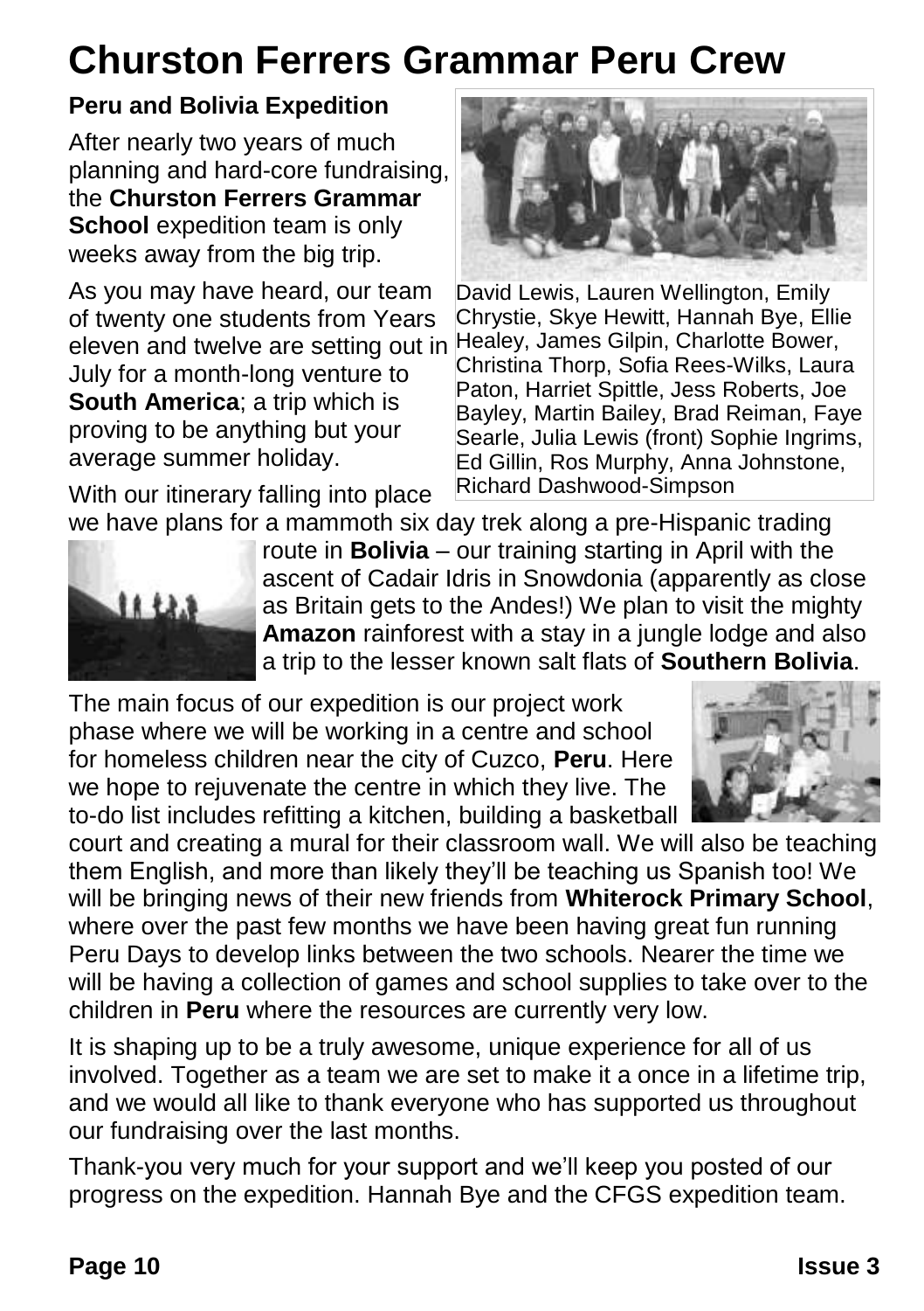# Churston Ferrers Grammar Peru Crew

**Peru and Bolivia Expedition**

After nearly two years of much planning and hard-core fundraising, the **Churston Ferrers Grammar School** expedition team is only weeks away from the big trip.

As you may have heard, our team of twenty one students from Years eleven and twelve are setting out in July for a month-long venture to **South America**; a trip which is proving to be anything but your average summer holiday.

David Lewis, Lauren Wellington, Emily Chrystie, Skye Hewitt, Hannah Bye, Ellie Healey, James Gilpin, Charlotte Bower, Christina Thorp, Sofia Rees-Wilks, Laura Paton, Harriet Spittle, Jess Roberts, Joe Bayley, Martin Bailey, Brad Reiman, Faye Searle, Julia Lewis (front) Sophie Ingrims, Ed Gillin, Ros Murphy, Anna Johnstone, Richard Dashwood-Simpson

With our itinerary falling into place we have plans for a mammoth six day trek along a pre-Hispanic trading route in **Bolivia** – our training starting in April with the ascent of Cadair Idris in Snowdonia (apparently as close as Britain gets to the Andes!) We plan to visit the mighty **Amazon** rainforest with a stay in a jungle lodge and also a trip to the lesser known salt flats of **Southern Bolivia**.

The main focus of our expedition is our project work phase where we will be working in a centre and school for homeless children near the city of Cuzco, **Peru**. Here we hope to rejuvenate the centre in which they live. The to-do list includes refitting a kitchen, building a basketball court and creating a mural for their classroom wall. We will also be teaching them English, and more than likely they'll be teaching us Spanish too! We will be bringing news of their new friends from **Whiterock Primary School**, where over the past few months we have been having great fun running Peru Days to develop links between the two schools. Nearer the time we will be having a collection of games and school supplies to take over to the children in **Peru** where the resources are currently very low.

It is shaping up to be a truly awesome, unique experience for all of us involved. Together as a team we are set to make it a once in a lifetime trip, and we would all like to thank everyone who has supported us throughout our fundraising over the last months.

Thank-you very much for your support and we'll keep you posted of our progress on the expedition. Hannah Bye and the CFGS expedition team.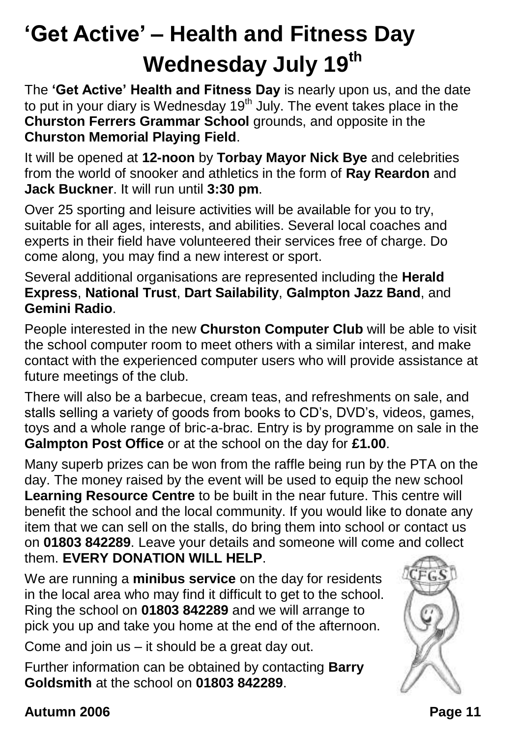# 'Get Active' – Health and Fitness Day Wednesday July 19th

The **'Get Active' Health and Fitness Day** is nearly upon us, and the date to put in your diary is Wednesday 19th July. The event takes place in the **Churston Ferrers Grammar School** grounds, and opposite in the **Churston Memorial Playing Field**.

It will be opened at **12-noon** by **Torbay Mayor Nick Bye** and celebrities from the world of snooker and athletics in the form of **Ray Reardon** and **Jack Buckner**. It will run until **3:30 pm**.

Over 25 sporting and leisure activities will be available for you to try, suitable for all ages, interests, and abilities. Several local coaches and experts in their field have volunteered their services free of charge. Do come along, you may find a new interest or sport.

Several additional organisations are represented including the **Herald Express**, **National Trust**, **Dart Sailability**, **Galmpton Jazz Band**, and **Gemini Radio**.

People interested in the new **Churston Computer Club** will be able to visit the school computer room to meet others with a similar interest, and make contact with the experienced computer users who will provide assistance at future meetings of the club.

There will also be a barbecue, cream teas, and refreshments on sale, and stalls selling a variety of goods from books to CD's, DVD's, videos, games, toys and a whole range of bric-a-brac. Entry is by programme on sale in the **Galmpton Post Office** or at the school on the day for **£1.00**.

Many superb prizes can be won from the raffle being run by the PTA on the day. The money raised by the event will be used to equip the new school **Learning Resource Centre** to be built in the near future. This centre will benefit the school and the local community. If you would like to donate any item that we can sell on the stalls, do bring them into school or contact us on **01803 842289**. Leave your details and someone will come and collect them. **EVERY DONATION WILL HELP**.

We are running a **minibus service** on the day for residents in the local area who may find it difficult to get to the school. Ring the school on **01803 842289** and we will arrange to pick you up and take you home at the end of the afternoon.

Come and join us – it should be a great day out.

Further information can be obtained by contacting **Barry Goldsmith** at the school on **01803 842289**.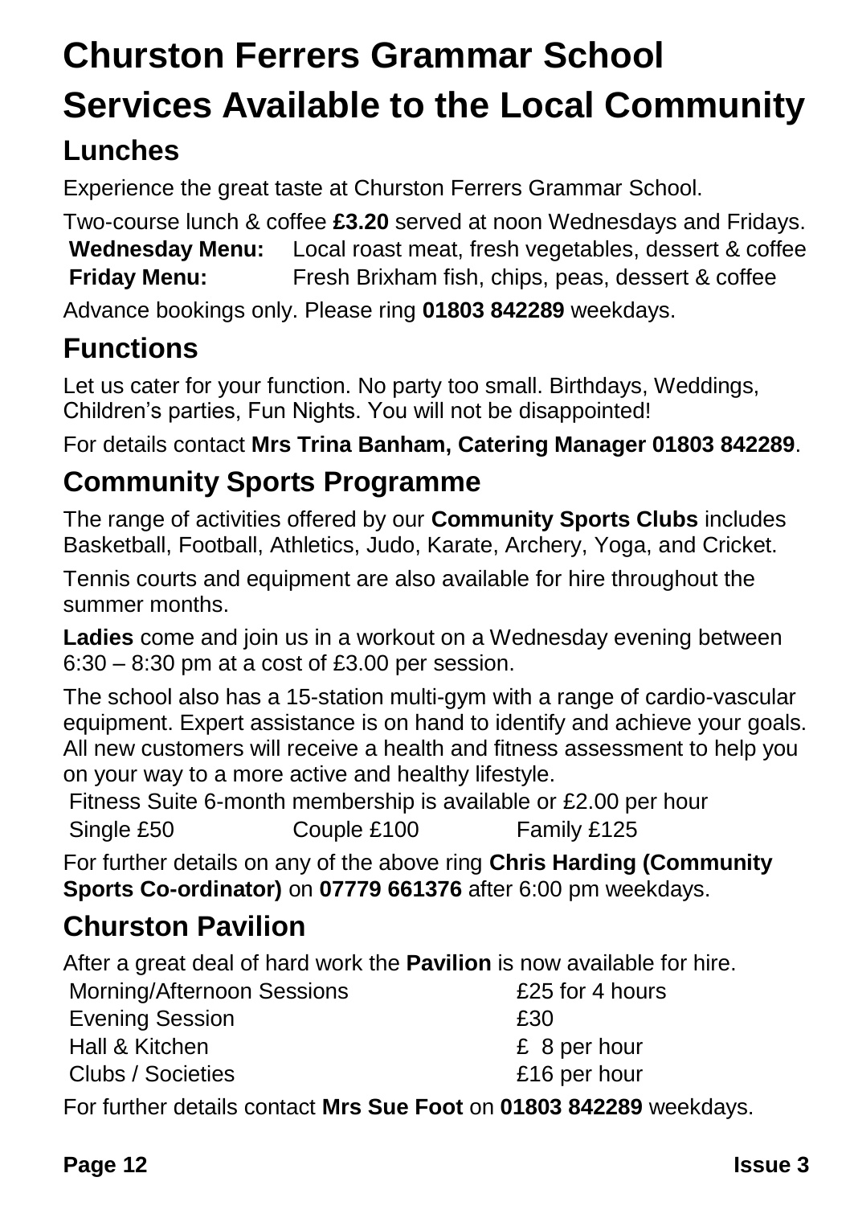# Churston Ferrers Grammar School

# Services Available to the Local Community

## Lunches

Experience the great taste at Churston Ferrers Grammar School.

Two-course lunch & coffee **£3.20** served at noon Wednesdays and Fridays.

| | |
|---|---|
| **Wednesday Menu:** | Local roast meat, fresh vegetables, dessert & coffee |
| **Friday Menu:** | Fresh Brixham fish, chips, peas, dessert & coffee |

Advance bookings only. Please ring **01803 842289** weekdays.

## Functions

Let us cater for your function. No party too small. Birthdays, Weddings, Children's parties, Fun Nights. You will not be disappointed!

For details contact **Mrs Trina Banham, Catering Manager 01803 842289**.

## Community Sports Programme

The range of activities offered by our **Community Sports Clubs** includes Basketball, Football, Athletics, Judo, Karate, Archery, Yoga, and Cricket.

Tennis courts and equipment are also available for hire throughout the summer months.

**Ladies** come and join us in a workout on a Wednesday evening between 6:30 – 8:30 pm at a cost of £3.00 per session.

The school also has a 15-station multi-gym with a range of cardio-vascular equipment. Expert assistance is on hand to identify and achieve your goals. All new customers will receive a health and fitness assessment to help you on your way to a more active and healthy lifestyle.

Fitness Suite 6-month membership is available or £2.00 per hour

| | | |
|---|---|---|
| Single £50 | Couple £100 | Family £125 |

For further details on any of the above ring **Chris Harding (Community Sports Co-ordinator)** on **07779 661376** after 6:00 pm weekdays.

## Churston Pavilion

After a great deal of hard work the **Pavilion** is now available for hire.

| | |
|---|---|
| Morning/Afternoon Sessions | £25 for 4 hours |
| Evening Session | £30 |
| Hall & Kitchen | £ 8 per hour |
| Clubs / Societies | £16 per hour |

For further details contact **Mrs Sue Foot** on **01803 842289** weekdays.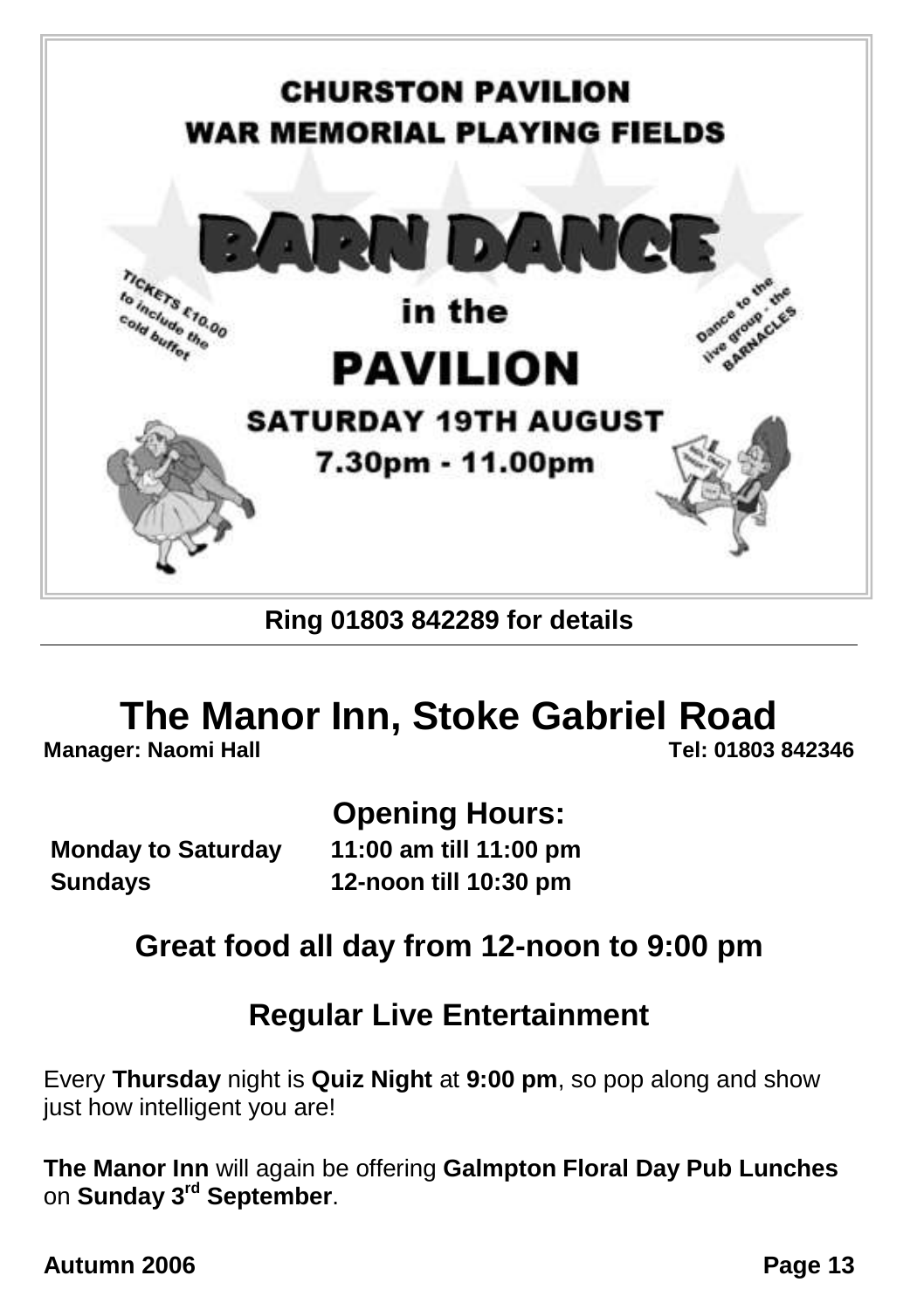**CHURSTON PAVILION**
**WAR MEMORIAL PLAYING FIELDS**

# BARN DANCE

## in the

# PAVILION

TICKETS £10.00 to include the cold buffet

Dance to the live group - the BARNACLES

**SATURDAY 19TH AUGUST**

**7.30pm - 11.00pm**

**Ring 01803 842289 for details**

---

# The Manor Inn, Stoke Gabriel Road

**Manager: Naomi Hall** **Tel: 01803 842346**

## Opening Hours:

| | |
|---|---|
| **Monday to Saturday** | **11:00 am till 11:00 pm** |
| **Sundays** | **12-noon till 10:30 pm** |

## Great food all day from 12-noon to 9:00 pm

## Regular Live Entertainment

Every **Thursday** night is **Quiz Night** at **9:00 pm**, so pop along and show just how intelligent you are!

**The Manor Inn** will again be offering **Galmpton Floral Day Pub Lunches** on **Sunday 3rd September**.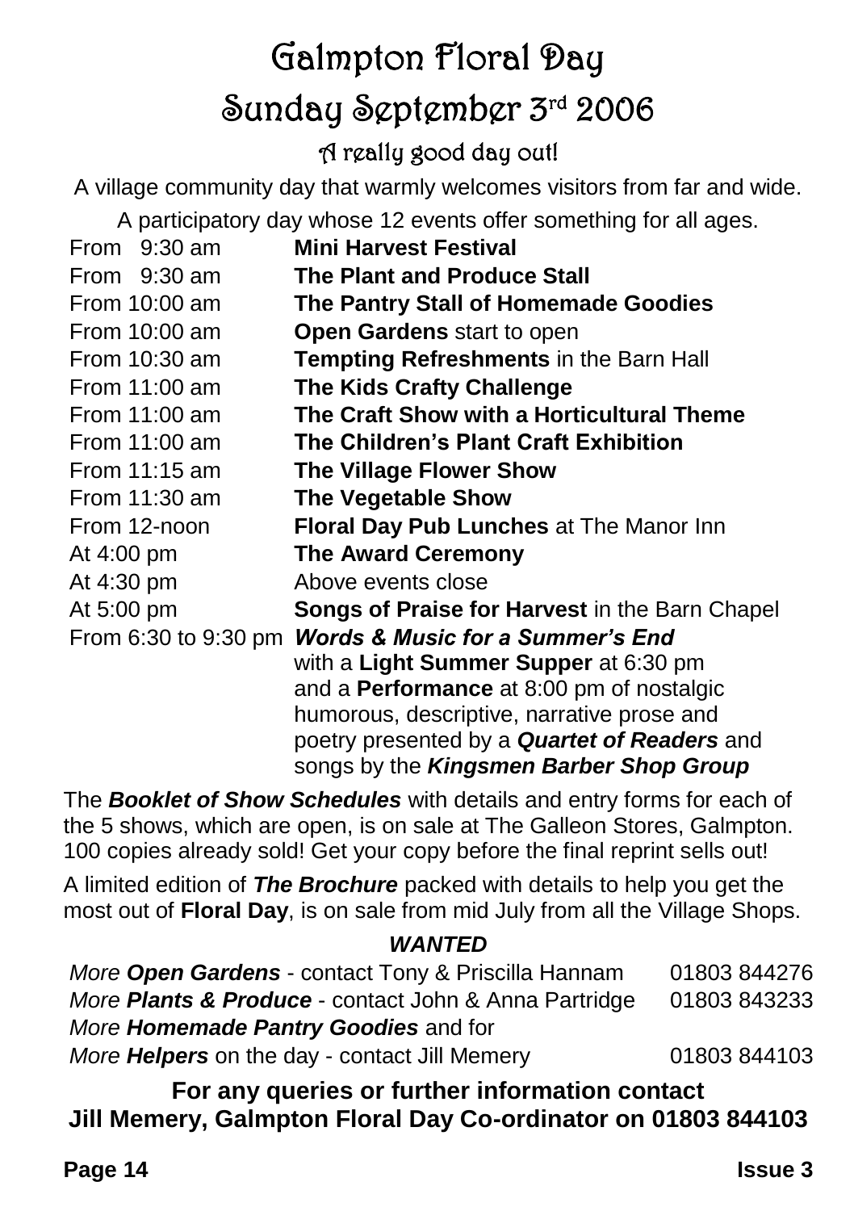# Galmpton Floral Day

## Sunday September 3rd 2006

### A really good day out!

A village community day that warmly welcomes visitors from far and wide.

A participatory day whose 12 events offer something for all ages.

| | |
|---|---|
| From 9:30 am | **Mini Harvest Festival** |
| From 9:30 am | **The Plant and Produce Stall** |
| From 10:00 am | **The Pantry Stall of Homemade Goodies** |
| From 10:00 am | **Open Gardens** start to open |
| From 10:30 am | **Tempting Refreshments** in the Barn Hall |
| From 11:00 am | **The Kids Crafty Challenge** |
| From 11:00 am | **The Craft Show with a Horticultural Theme** |
| From 11:00 am | **The Children's Plant Craft Exhibition** |
| From 11:15 am | **The Village Flower Show** |
| From 11:30 am | **The Vegetable Show** |
| From 12-noon | **Floral Day Pub Lunches** at The Manor Inn |
| At 4:00 pm | **The Award Ceremony** |
| At 4:30 pm | Above events close |
| At 5:00 pm | **Songs of Praise for Harvest** in the Barn Chapel |
| From 6:30 to 9:30 pm | ***Words & Music for a Summer's End*** with a **Light Summer Supper** at 6:30 pm and a **Performance** at 8:00 pm of nostalgic humorous, descriptive, narrative prose and poetry presented by a ***Quartet of Readers*** and songs by the ***Kingsmen Barber Shop Group*** |

The ***Booklet of Show Schedules*** with details and entry forms for each of the 5 shows, which are open, is on sale at The Galleon Stores, Galmpton. 100 copies already sold! Get your copy before the final reprint sells out!

A limited edition of ***The Brochure*** packed with details to help you get the most out of **Floral Day**, is on sale from mid July from all the Village Shops.

***WANTED***

| | |
|---|---|
| *More* ***Open Gardens*** - contact Tony & Priscilla Hannam | 01803 844276 |
| *More* ***Plants & Produce*** - contact John & Anna Partridge | 01803 843233 |
| *More* ***Homemade Pantry Goodies*** and for | |
| *More* ***Helpers*** on the day - contact Jill Memery | 01803 844103 |

**For any queries or further information contact**
**Jill Memery, Galmpton Floral Day Co-ordinator on 01803 844103**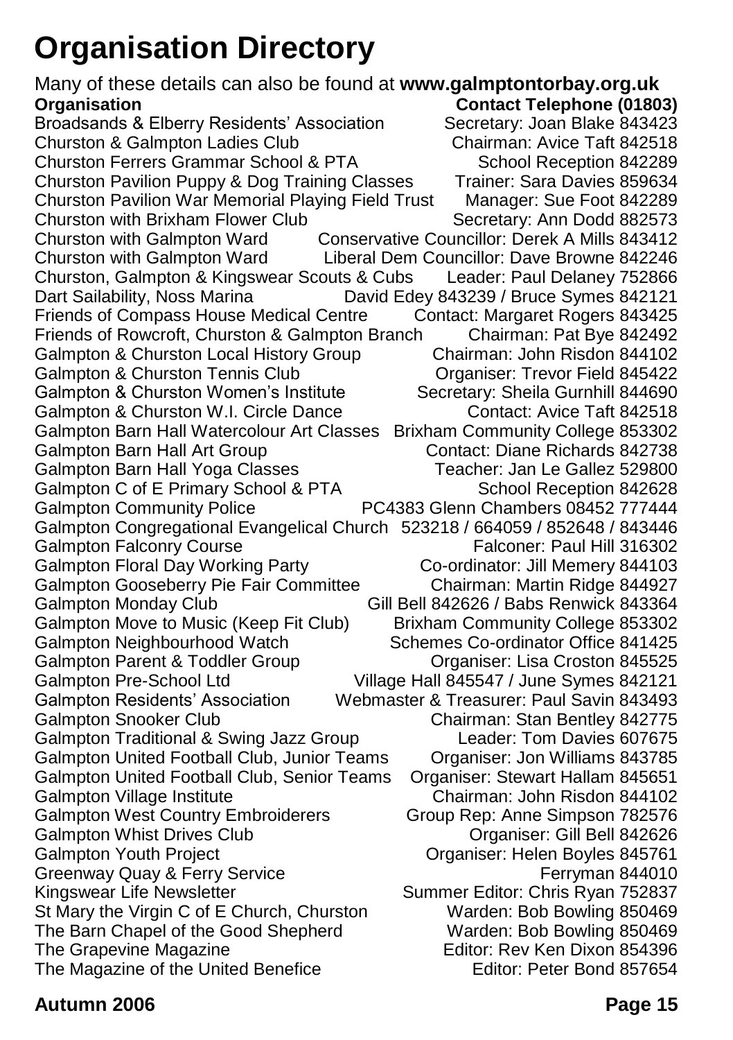# Organisation Directory

Many of these details can also be found at **www.galmptontorbay.org.uk**

| Organisation | Contact Telephone (01803) |
| --- | --- |
| Broadsands & Elberry Residents' Association | Secretary: Joan Blake 843423 |
| Churston & Galmpton Ladies Club | Chairman: Avice Taft 842518 |
| Churston Ferrers Grammar School & PTA | School Reception 842289 |
| Churston Pavilion Puppy & Dog Training Classes | Trainer: Sara Davies 859634 |
| Churston Pavilion War Memorial Playing Field Trust | Manager: Sue Foot 842289 |
| Churston with Brixham Flower Club | Secretary: Ann Dodd 882573 |
| Churston with Galmpton Ward | Conservative Councillor: Derek A Mills 843412 |
| Churston with Galmpton Ward | Liberal Dem Councillor: Dave Browne 842246 |
| Churston, Galmpton & Kingswear Scouts & Cubs | Leader: Paul Delaney 752866 |
| Dart Sailability, Noss Marina | David Edey 843239 / Bruce Symes 842121 |
| Friends of Compass House Medical Centre | Contact: Margaret Rogers 843425 |
| Friends of Rowcroft, Churston & Galmpton Branch | Chairman: Pat Bye 842492 |
| Galmpton & Churston Local History Group | Chairman: John Risdon 844102 |
| Galmpton & Churston Tennis Club | Organiser: Trevor Field 845422 |
| Galmpton & Churston Women's Institute | Secretary: Sheila Gurnhill 844690 |
| Galmpton & Churston W.I. Circle Dance | Contact: Avice Taft 842518 |
| Galmpton Barn Hall Watercolour Art Classes | Brixham Community College 853302 |
| Galmpton Barn Hall Art Group | Contact: Diane Richards 842738 |
| Galmpton Barn Hall Yoga Classes | Teacher: Jan Le Gallez 529800 |
| Galmpton C of E Primary School & PTA | School Reception 842628 |
| Galmpton Community Police | PC4383 Glenn Chambers 08452 777444 |
| Galmpton Congregational Evangelical Church | 523218 / 664059 / 852648 / 843446 |
| Galmpton Falconry Course | Falconer: Paul Hill 316302 |
| Galmpton Floral Day Working Party | Co-ordinator: Jill Memery 844103 |
| Galmpton Gooseberry Pie Fair Committee | Chairman: Martin Ridge 844927 |
| Galmpton Monday Club | Gill Bell 842626 / Babs Renwick 843364 |
| Galmpton Move to Music (Keep Fit Club) | Brixham Community College 853302 |
| Galmpton Neighbourhood Watch | Schemes Co-ordinator Office 841425 |
| Galmpton Parent & Toddler Group | Organiser: Lisa Croston 845525 |
| Galmpton Pre-School Ltd | Village Hall 845547 / June Symes 842121 |
| Galmpton Residents' Association | Webmaster & Treasurer: Paul Savin 843493 |
| Galmpton Snooker Club | Chairman: Stan Bentley 842775 |
| Galmpton Traditional & Swing Jazz Group | Leader: Tom Davies 607675 |
| Galmpton United Football Club, Junior Teams | Organiser: Jon Williams 843785 |
| Galmpton United Football Club, Senior Teams | Organiser: Stewart Hallam 845651 |
| Galmpton Village Institute | Chairman: John Risdon 844102 |
| Galmpton West Country Embroiderers | Group Rep: Anne Simpson 782576 |
| Galmpton Whist Drives Club | Organiser: Gill Bell 842626 |
| Galmpton Youth Project | Organiser: Helen Boyles 845761 |
| Greenway Quay & Ferry Service | Ferryman 844010 |
| Kingswear Life Newsletter | Summer Editor: Chris Ryan 752837 |
| St Mary the Virgin C of E Church, Churston | Warden: Bob Bowling 850469 |
| The Barn Chapel of the Good Shepherd | Warden: Bob Bowling 850469 |
| The Grapevine Magazine | Editor: Rev Ken Dixon 854396 |
| The Magazine of the United Benefice | Editor: Peter Bond 857654 |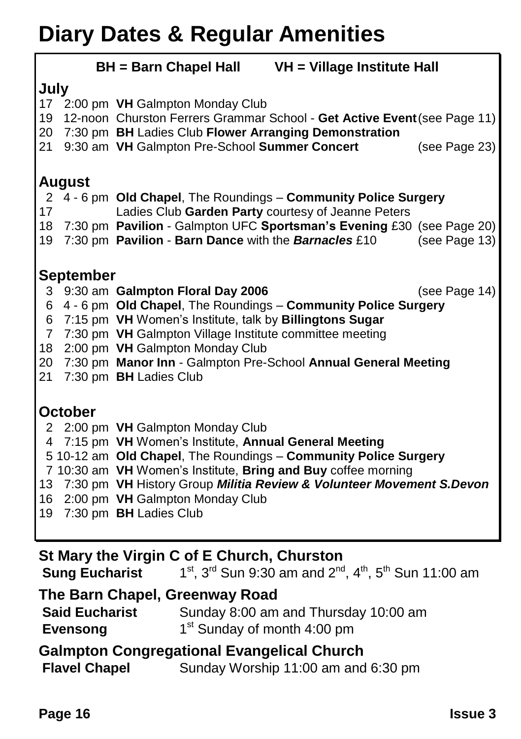# Diary Dates & Regular Amenities

**BH = Barn Chapel Hall** **VH = Village Institute Hall**

## July

| Date | Time | Event | Reference |
|---|---|---|---|
| 17 | 2:00 pm | **VH** Galmpton Monday Club | |
| 19 | 12-noon | Churston Ferrers Grammar School - **Get Active Event** | (see Page 11) |
| 20 | 7:30 pm | **BH** Ladies Club **Flower Arranging Demonstration** | |
| 21 | 9:30 am | **VH** Galmpton Pre-School **Summer Concert** | (see Page 23) |

## August

| Date | Time | Event | Reference |
|---|---|---|---|
| 2 | 4 - 6 pm | **Old Chapel**, The Roundings – **Community Police Surgery** | |
| 17 | | Ladies Club **Garden Party** courtesy of Jeanne Peters | |
| 18 | 7:30 pm | **Pavilion** - Galmpton UFC **Sportsman's Evening** £30 | (see Page 20) |
| 19 | 7:30 pm | **Pavilion** - **Barn Dance** with the ***Barnacles*** £10 | (see Page 13) |

## September

| Date | Time | Event | Reference |
|---|---|---|---|
| 3 | 9:30 am | **Galmpton Floral Day 2006** | (see Page 14) |
| 6 | 4 - 6 pm | **Old Chapel**, The Roundings – **Community Police Surgery** | |
| 6 | 7:15 pm | **VH** Women's Institute, talk by **Billingtons Sugar** | |
| 7 | 7:30 pm | **VH** Galmpton Village Institute committee meeting | |
| 18 | 2:00 pm | **VH** Galmpton Monday Club | |
| 20 | 7:30 pm | **Manor Inn** - Galmpton Pre-School **Annual General Meeting** | |
| 21 | 7:30 pm | **BH** Ladies Club | |

## October

| Date | Time | Event | Reference |
|---|---|---|---|
| 2 | 2:00 pm | **VH** Galmpton Monday Club | |
| 4 | 7:15 pm | **VH** Women's Institute, **Annual General Meeting** | |
| 5 | 10-12 am | **Old Chapel**, The Roundings – **Community Police Surgery** | |
| 7 | 10:30 am | **VH** Women's Institute, **Bring and Buy** coffee morning | |
| 13 | 7:30 pm | **VH** History Group ***Militia Review & Volunteer Movement S.Devon*** | |
| 16 | 2:00 pm | **VH** Galmpton Monday Club | |
| 19 | 7:30 pm | **BH** Ladies Club | |

## St Mary the Virgin C of E Church, Churston

**Sung Eucharist** 1st, 3rd Sun 9:30 am and 2nd, 4th, 5th Sun 11:00 am

## The Barn Chapel, Greenway Road

**Said Eucharist** Sunday 8:00 am and Thursday 10:00 am

**Evensong** 1st Sunday of month 4:00 pm

## Galmpton Congregational Evangelical Church

**Flavel Chapel** Sunday Worship 11:00 am and 6:30 pm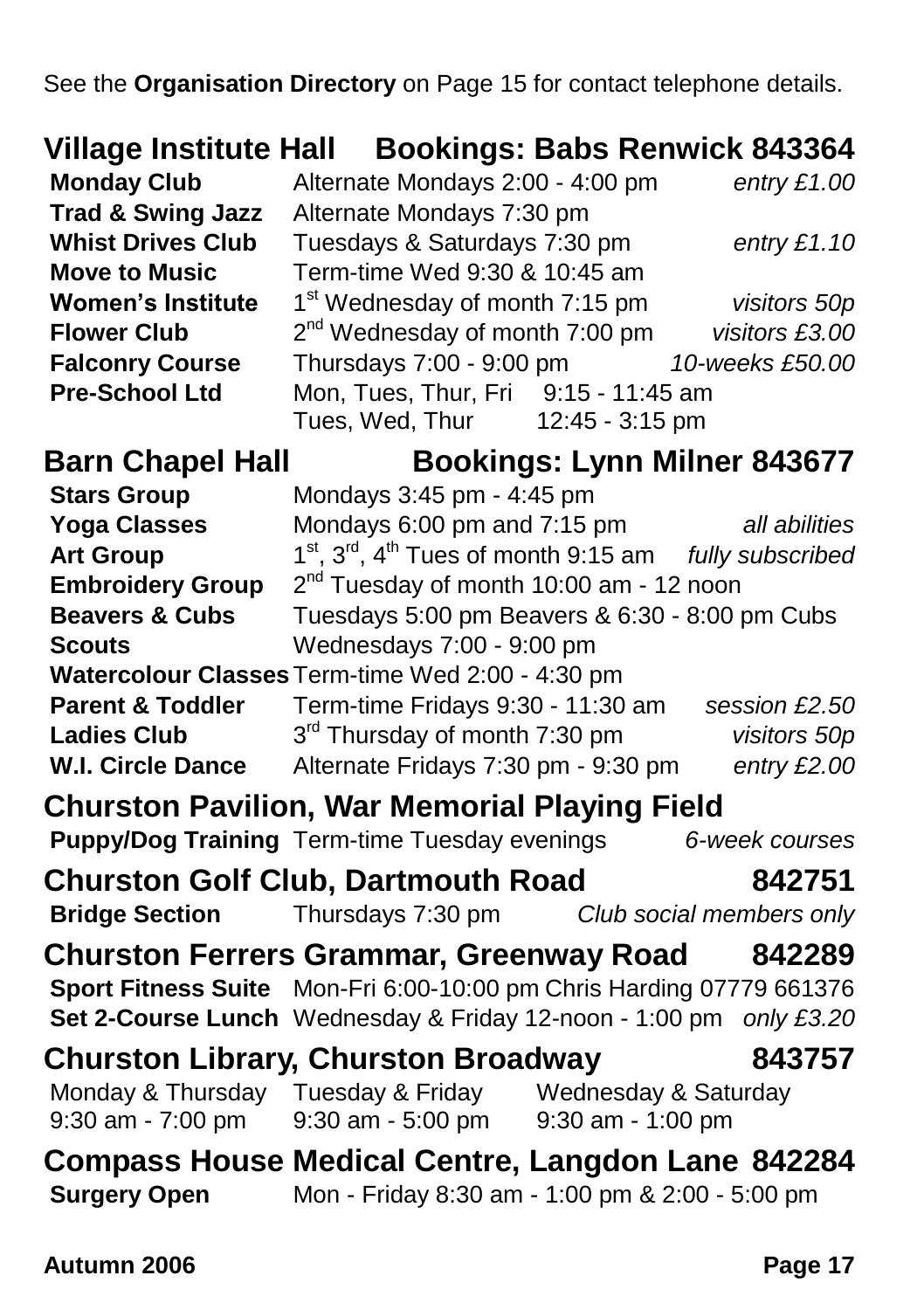See the **Organisation Directory** on Page 15 for contact telephone details.

## Village Institute Hall — Bookings: Babs Renwick 843364

| | | |
|---|---|---|
| **Monday Club** | Alternate Mondays 2:00 - 4:00 pm | *entry £1.00* |
| **Trad & Swing Jazz** | Alternate Mondays 7:30 pm | |
| **Whist Drives Club** | Tuesdays & Saturdays 7:30 pm | *entry £1.10* |
| **Move to Music** | Term-time Wed 9:30 & 10:45 am | |
| **Women's Institute** | 1st Wednesday of month 7:15 pm | *visitors 50p* |
| **Flower Club** | 2nd Wednesday of month 7:00 pm | *visitors £3.00* |
| **Falconry Course** | Thursdays 7:00 - 9:00 pm | *10-weeks £50.00* |
| **Pre-School Ltd** | Mon, Tues, Thur, Fri 9:15 - 11:45 am<br>Tues, Wed, Thur 12:45 - 3:15 pm | |

## Barn Chapel Hall — Bookings: Lynn Milner 843677

| | | |
|---|---|---|
| **Stars Group** | Mondays 3:45 pm - 4:45 pm | |
| **Yoga Classes** | Mondays 6:00 pm and 7:15 pm | *all abilities* |
| **Art Group** | 1st, 3rd, 4th Tues of month 9:15 am | *fully subscribed* |
| **Embroidery Group** | 2nd Tuesday of month 10:00 am - 12 noon | |
| **Beavers & Cubs** | Tuesdays 5:00 pm Beavers & 6:30 - 8:00 pm Cubs | |
| **Scouts** | Wednesdays 7:00 - 9:00 pm | |
| **Watercolour Classes** | Term-time Wed 2:00 - 4:30 pm | |
| **Parent & Toddler** | Term-time Fridays 9:30 - 11:30 am | *session £2.50* |
| **Ladies Club** | 3rd Thursday of month 7:30 pm | *visitors 50p* |
| **W.I. Circle Dance** | Alternate Fridays 7:30 pm - 9:30 pm | *entry £2.00* |

## Churston Pavilion, War Memorial Playing Field

| | | |
|---|---|---|
| **Puppy/Dog Training** | Term-time Tuesday evenings | *6-week courses* |

## Churston Golf Club, Dartmouth Road — 842751

| | | |
|---|---|---|
| **Bridge Section** | Thursdays 7:30 pm | *Club social members only* |

## Churston Ferrers Grammar, Greenway Road — 842289

| | | |
|---|---|---|
| **Sport Fitness Suite** | Mon-Fri 6:00-10:00 pm Chris Harding 07779 661376 | |
| **Set 2-Course Lunch** | Wednesday & Friday 12-noon - 1:00 pm | *only £3.20* |

## Churston Library, Churston Broadway — 843757

| Monday & Thursday | Tuesday & Friday | Wednesday & Saturday |
|---|---|---|
| 9:30 am - 7:00 pm | 9:30 am - 5:00 pm | 9:30 am - 1:00 pm |

## Compass House Medical Centre, Langdon Lane — 842284

| | |
|---|---|
| **Surgery Open** | Mon - Friday 8:30 am - 1:00 pm & 2:00 - 5:00 pm |

**Autumn 2006**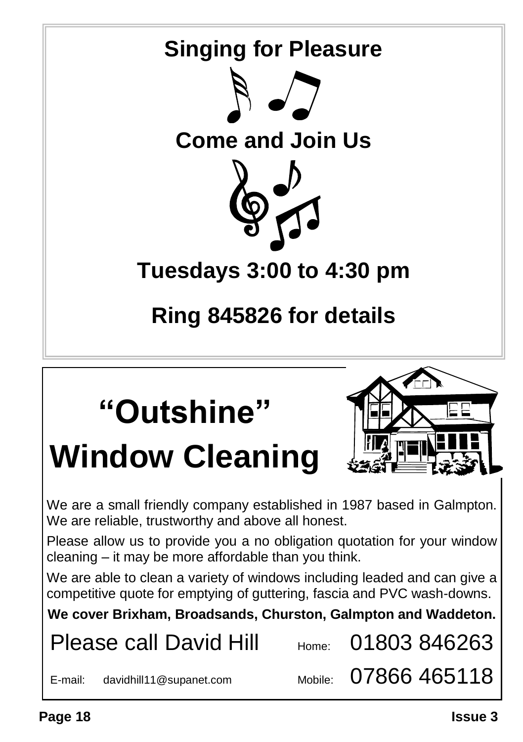# Singing for Pleasure

## Come and Join Us

## Tuesdays 3:00 to 4:30 pm

## Ring 845826 for details

---

# "Outshine" Window Cleaning

We are a small friendly company established in 1987 based in Galmpton. We are reliable, trustworthy and above all honest.

Please allow us to provide you a no obligation quotation for your window cleaning – it may be more affordable than you think.

We are able to clean a variety of windows including leaded and can give a competitive quote for emptying of guttering, fascia and PVC wash-downs.

**We cover Brixham, Broadsands, Churston, Galmpton and Waddeton.**

Please call David Hill — Home: 01803 846263

E-mail: davidhill11@supanet.com — Mobile: 07866 465118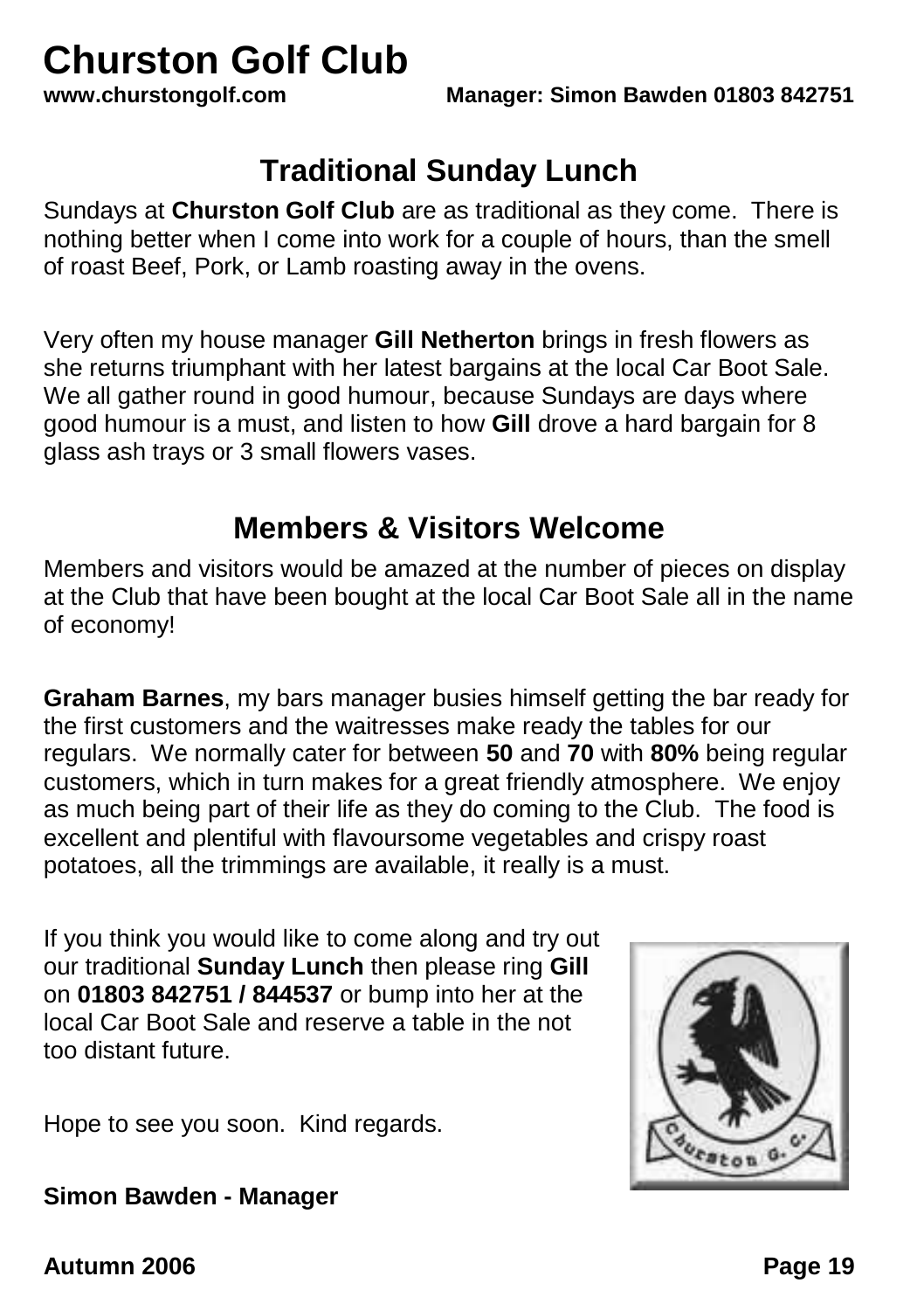# Churston Golf Club

**www.churstongolf.com** **Manager: Simon Bawden 01803 842751**

## Traditional Sunday Lunch

Sundays at **Churston Golf Club** are as traditional as they come. There is nothing better when I come into work for a couple of hours, than the smell of roast Beef, Pork, or Lamb roasting away in the ovens.

Very often my house manager **Gill Netherton** brings in fresh flowers as she returns triumphant with her latest bargains at the local Car Boot Sale. We all gather round in good humour, because Sundays are days where good humour is a must, and listen to how **Gill** drove a hard bargain for 8 glass ash trays or 3 small flowers vases.

## Members & Visitors Welcome

Members and visitors would be amazed at the number of pieces on display at the Club that have been bought at the local Car Boot Sale all in the name of economy!

**Graham Barnes**, my bars manager busies himself getting the bar ready for the first customers and the waitresses make ready the tables for our regulars. We normally cater for between **50** and **70** with **80%** being regular customers, which in turn makes for a great friendly atmosphere. We enjoy as much being part of their life as they do coming to the Club. The food is excellent and plentiful with flavoursome vegetables and crispy roast potatoes, all the trimmings are available, it really is a must.

If you think you would like to come along and try out our traditional **Sunday Lunch** then please ring **Gill** on **01803 842751 / 844537** or bump into her at the local Car Boot Sale and reserve a table in the not too distant future.

Hope to see you soon. Kind regards.

**Simon Bawden - Manager**

**Autumn 2006**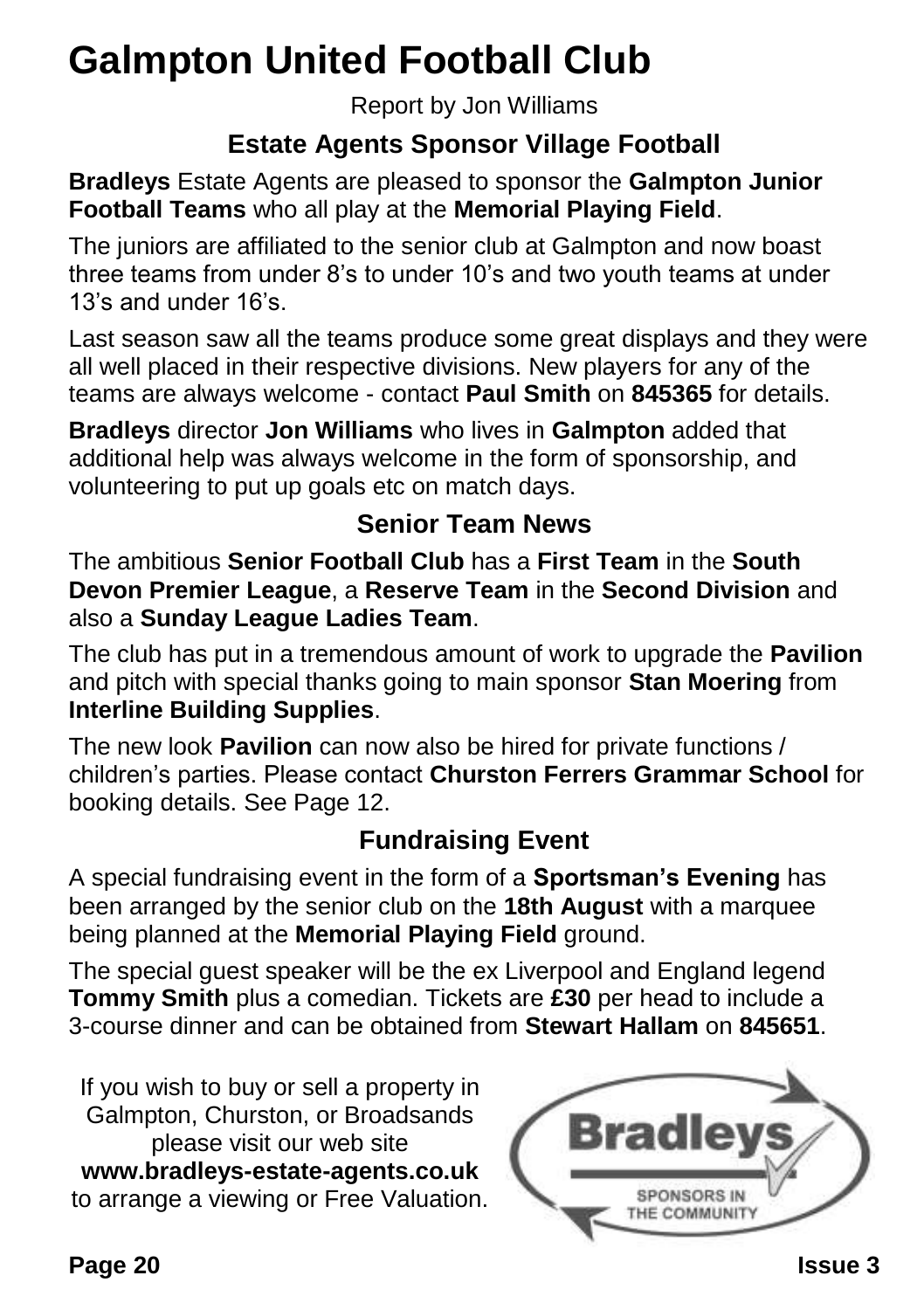# Galmpton United Football Club

Report by Jon Williams

### Estate Agents Sponsor Village Football

**Bradleys** Estate Agents are pleased to sponsor the **Galmpton Junior Football Teams** who all play at the **Memorial Playing Field**.

The juniors are affiliated to the senior club at Galmpton and now boast three teams from under 8's to under 10's and two youth teams at under 13's and under 16's.

Last season saw all the teams produce some great displays and they were all well placed in their respective divisions. New players for any of the teams are always welcome - contact **Paul Smith** on **845365** for details.

**Bradleys** director **Jon Williams** who lives in **Galmpton** added that additional help was always welcome in the form of sponsorship, and volunteering to put up goals etc on match days.

### Senior Team News

The ambitious **Senior Football Club** has a **First Team** in the **South Devon Premier League**, a **Reserve Team** in the **Second Division** and also a **Sunday League Ladies Team**.

The club has put in a tremendous amount of work to upgrade the **Pavilion** and pitch with special thanks going to main sponsor **Stan Moering** from **Interline Building Supplies**.

The new look **Pavilion** can now also be hired for private functions / children's parties. Please contact **Churston Ferrers Grammar School** for booking details. See Page 12.

### Fundraising Event

A special fundraising event in the form of a **Sportsman's Evening** has been arranged by the senior club on the **18th August** with a marquee being planned at the **Memorial Playing Field** ground.

The special guest speaker will be the ex Liverpool and England legend **Tommy Smith** plus a comedian. Tickets are **£30** per head to include a 3-course dinner and can be obtained from **Stewart Hallam** on **845651**.

If you wish to buy or sell a property in Galmpton, Churston, or Broadsands please visit our web site **www.bradleys-estate-agents.co.uk** to arrange a viewing or Free Valuation.

Bradleys
SPONSORS IN THE COMMUNITY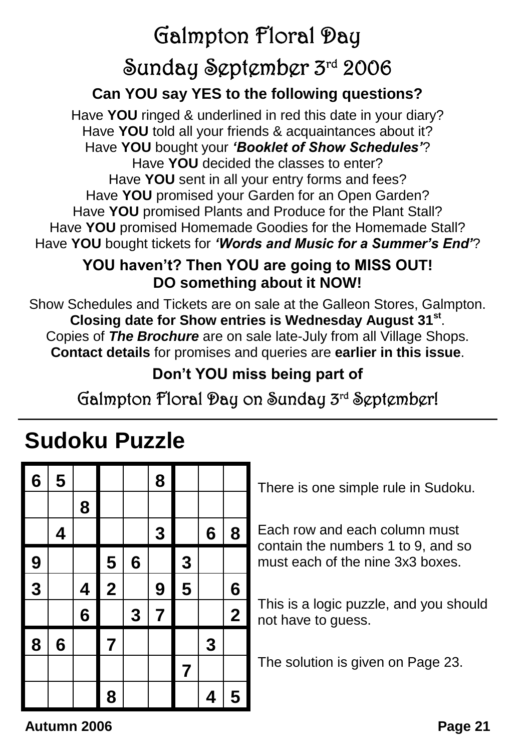# Galmpton Floral Day

## Sunday September 3rd 2006

**Can YOU say YES to the following questions?**

Have **YOU** ringed & underlined in red this date in your diary?
Have **YOU** told all your friends & acquaintances about it?
Have **YOU** bought your ***'Booklet of Show Schedules'***?
Have **YOU** decided the classes to enter?
Have **YOU** sent in all your entry forms and fees?
Have **YOU** promised your Garden for an Open Garden?
Have **YOU** promised Plants and Produce for the Plant Stall?
Have **YOU** promised Homemade Goodies for the Homemade Stall?
Have **YOU** bought tickets for ***'Words and Music for a Summer's End'***?

**YOU haven't? Then YOU are going to MISS OUT!**
**DO something about it NOW!**

Show Schedules and Tickets are on sale at the Galleon Stores, Galmpton.
**Closing date for Show entries is Wednesday August 31st**.
Copies of ***The Brochure*** are on sale late-July from all Village Shops.
**Contact details** for promises and queries are **earlier in this issue**.

**Don't YOU miss being part of**

Galmpton Floral Day on Sunday 3rd September!

---

# Sudoku Puzzle

| | | | | | | | | |
|---|---|---|---|---|---|---|---|---|
| 6 | 5 | | | | 8 | | | |
| | | 8 | | | | | | |
| | 4 | | | | 3 | | 6 | 8 |
| 9 | | | 5 | 6 | | 3 | | |
| 3 | | 4 | 2 | | 9 | 5 | | 6 |
| | | 6 | | 3 | 7 | | | 2 |
| 8 | 6 | | 7 | | | | 3 | |
| | | | | | | 7 | | |
| | | | 8 | | | | 4 | 5 |

There is one simple rule in Sudoku.

Each row and each column must contain the numbers 1 to 9, and so must each of the nine 3x3 boxes.

This is a logic puzzle, and you should not have to guess.

The solution is given on Page 23.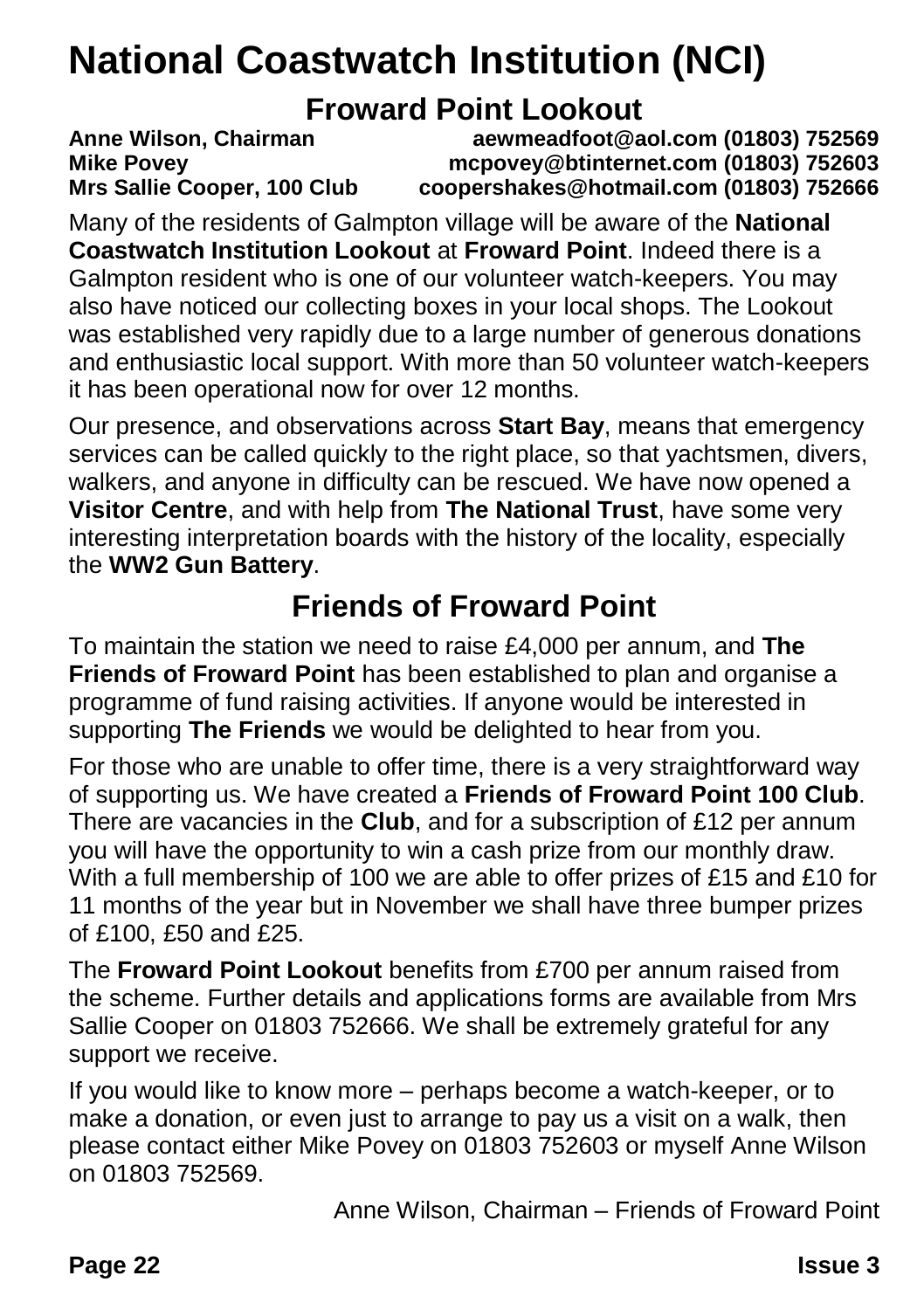# National Coastwatch Institution (NCI)

## Froward Point Lookout

**Anne Wilson, Chairman** **aewmeadfoot@aol.com (01803) 752569**
**Mike Povey** **mcpovey@btinternet.com (01803) 752603**
**Mrs Sallie Cooper, 100 Club** **coopershakes@hotmail.com (01803) 752666**

Many of the residents of Galmpton village will be aware of the **National Coastwatch Institution Lookout** at **Froward Point**. Indeed there is a Galmpton resident who is one of our volunteer watch-keepers. You may also have noticed our collecting boxes in your local shops. The Lookout was established very rapidly due to a large number of generous donations and enthusiastic local support. With more than 50 volunteer watch-keepers it has been operational now for over 12 months.

Our presence, and observations across **Start Bay**, means that emergency services can be called quickly to the right place, so that yachtsmen, divers, walkers, and anyone in difficulty can be rescued. We have now opened a **Visitor Centre**, and with help from **The National Trust**, have some very interesting interpretation boards with the history of the locality, especially the **WW2 Gun Battery**.

## Friends of Froward Point

To maintain the station we need to raise £4,000 per annum, and **The Friends of Froward Point** has been established to plan and organise a programme of fund raising activities. If anyone would be interested in supporting **The Friends** we would be delighted to hear from you.

For those who are unable to offer time, there is a very straightforward way of supporting us. We have created a **Friends of Froward Point 100 Club**. There are vacancies in the **Club**, and for a subscription of £12 per annum you will have the opportunity to win a cash prize from our monthly draw. With a full membership of 100 we are able to offer prizes of £15 and £10 for 11 months of the year but in November we shall have three bumper prizes of £100, £50 and £25.

The **Froward Point Lookout** benefits from £700 per annum raised from the scheme. Further details and applications forms are available from Mrs Sallie Cooper on 01803 752666. We shall be extremely grateful for any support we receive.

If you would like to know more – perhaps become a watch-keeper, or to make a donation, or even just to arrange to pay us a visit on a walk, then please contact either Mike Povey on 01803 752603 or myself Anne Wilson on 01803 752569.

Anne Wilson, Chairman – Friends of Froward Point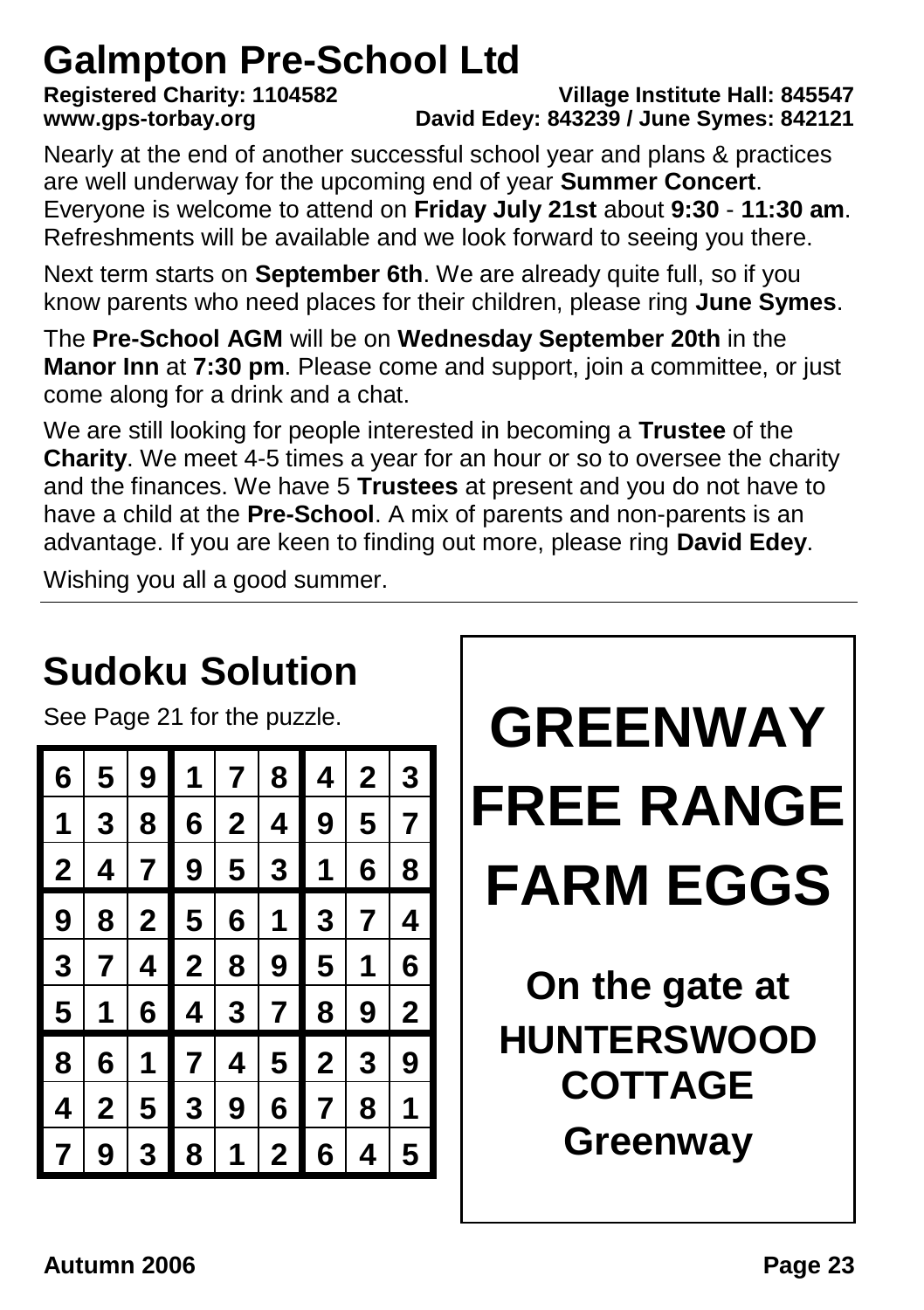# Galmpton Pre-School Ltd

**Registered Charity: 1104582** **Village Institute Hall: 845547**
**www.gps-torbay.org** **David Edey: 843239 / June Symes: 842121**

Nearly at the end of another successful school year and plans & practices are well underway for the upcoming end of year **Summer Concert**. Everyone is welcome to attend on **Friday July 21st** about **9:30** - **11:30 am**. Refreshments will be available and we look forward to seeing you there.

Next term starts on **September 6th**. We are already quite full, so if you know parents who need places for their children, please ring **June Symes**.

The **Pre-School AGM** will be on **Wednesday September 20th** in the **Manor Inn** at **7:30 pm**. Please come and support, join a committee, or just come along for a drink and a chat.

We are still looking for people interested in becoming a **Trustee** of the **Charity**. We meet 4-5 times a year for an hour or so to oversee the charity and the finances. We have 5 **Trustees** at present and you do not have to have a child at the **Pre-School**. A mix of parents and non-parents is an advantage. If you are keen to finding out more, please ring **David Edey**.

Wishing you all a good summer.

## Sudoku Solution

See Page 21 for the puzzle.

| | | | | | | | | |
|---|---|---|---|---|---|---|---|---|
| 6 | 5 | 9 | 1 | 7 | 8 | 4 | 2 | 3 |
| 1 | 3 | 8 | 6 | 2 | 4 | 9 | 5 | 7 |
| 2 | 4 | 7 | 9 | 5 | 3 | 1 | 6 | 8 |
| 9 | 8 | 2 | 5 | 6 | 1 | 3 | 7 | 4 |
| 3 | 7 | 4 | 2 | 8 | 9 | 5 | 1 | 6 |
| 5 | 1 | 6 | 4 | 3 | 7 | 8 | 9 | 2 |
| 8 | 6 | 1 | 7 | 4 | 5 | 2 | 3 | 9 |
| 4 | 2 | 5 | 3 | 9 | 6 | 7 | 8 | 1 |
| 7 | 9 | 3 | 8 | 1 | 2 | 6 | 4 | 5 |

# GREENWAY FREE RANGE FARM EGGS

**On the gate at**

**HUNTERSWOOD COTTAGE**

**Greenway**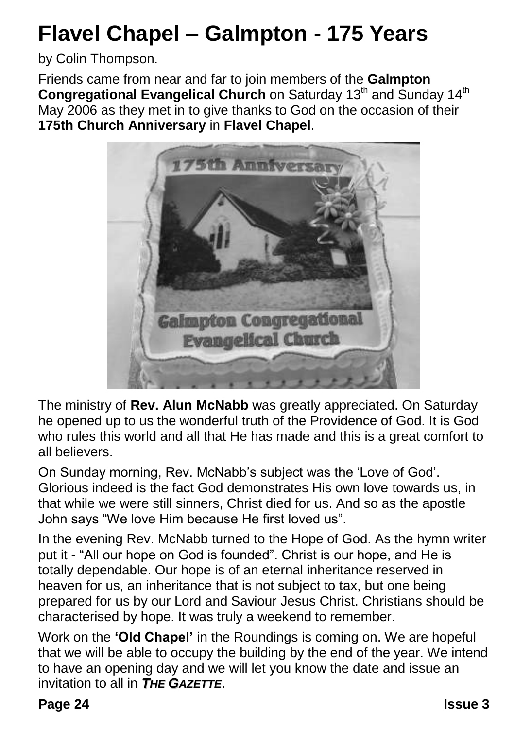# Flavel Chapel – Galmpton - 175 Years

by Colin Thompson.

Friends came from near and far to join members of the **Galmpton Congregational Evangelical Church** on Saturday 13th and Sunday 14th May 2006 as they met in to give thanks to God on the occasion of their **175th Church Anniversary** in **Flavel Chapel**.

The ministry of **Rev. Alun McNabb** was greatly appreciated. On Saturday he opened up to us the wonderful truth of the Providence of God. It is God who rules this world and all that He has made and this is a great comfort to all believers.

On Sunday morning, Rev. McNabb's subject was the 'Love of God'. Glorious indeed is the fact God demonstrates His own love towards us, in that while we were still sinners, Christ died for us. And so as the apostle John says "We love Him because He first loved us".

In the evening Rev. McNabb turned to the Hope of God. As the hymn writer put it - "All our hope on God is founded". Christ is our hope, and He is totally dependable. Our hope is of an eternal inheritance reserved in heaven for us, an inheritance that is not subject to tax, but one being prepared for us by our Lord and Saviour Jesus Christ. Christians should be characterised by hope. It was truly a weekend to remember.

Work on the **'Old Chapel'** in the Roundings is coming on. We are hopeful that we will be able to occupy the building by the end of the year. We intend to have an opening day and we will let you know the date and issue an invitation to all in ***The Gazette***.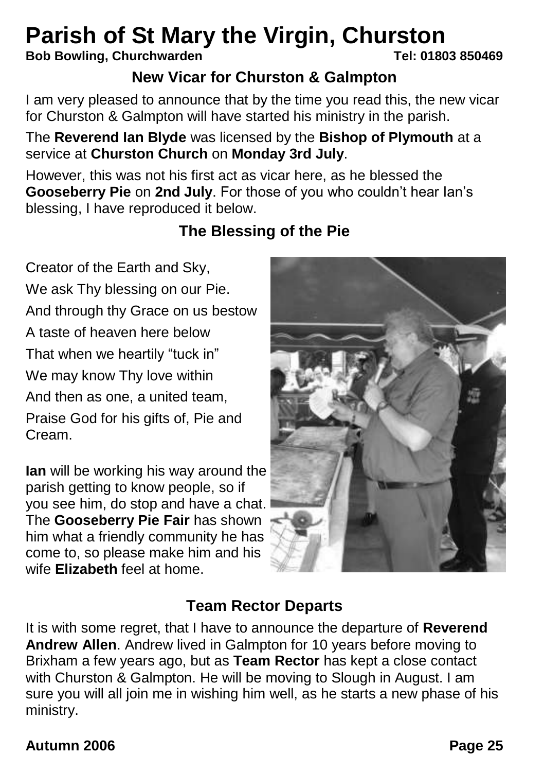# Parish of St Mary the Virgin, Churston

**Bob Bowling, Churchwarden** **Tel: 01803 850469**

## New Vicar for Churston & Galmpton

I am very pleased to announce that by the time you read this, the new vicar for Churston & Galmpton will have started his ministry in the parish.

The **Reverend Ian Blyde** was licensed by the **Bishop of Plymouth** at a service at **Churston Church** on **Monday 3rd July**.

However, this was not his first act as vicar here, as he blessed the **Gooseberry Pie** on **2nd July**. For those of you who couldn't hear Ian's blessing, I have reproduced it below.

## The Blessing of the Pie

Creator of the Earth and Sky,

We ask Thy blessing on our Pie.

And through thy Grace on us bestow

A taste of heaven here below

That when we heartily "tuck in"

We may know Thy love within

And then as one, a united team,

Praise God for his gifts of, Pie and Cream.

**Ian** will be working his way around the parish getting to know people, so if you see him, do stop and have a chat. The **Gooseberry Pie Fair** has shown him what a friendly community he has come to, so please make him and his wife **Elizabeth** feel at home.

## Team Rector Departs

It is with some regret, that I have to announce the departure of **Reverend Andrew Allen**. Andrew lived in Galmpton for 10 years before moving to Brixham a few years ago, but as **Team Rector** has kept a close contact with Churston & Galmpton. He will be moving to Slough in August. I am sure you will all join me in wishing him well, as he starts a new phase of his ministry.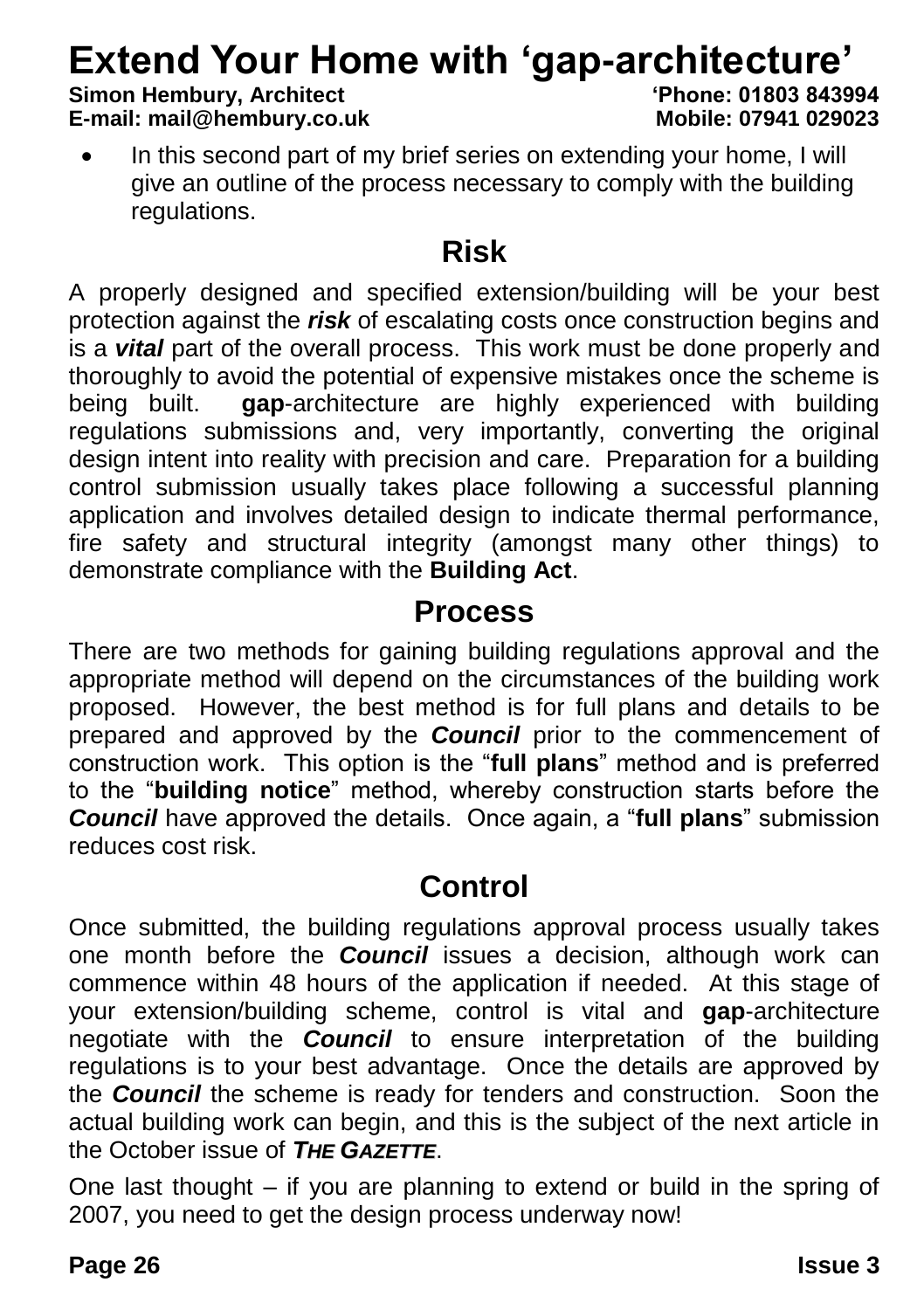# Extend Your Home with 'gap-architecture'

**Simon Hembury, Architect** **'Phone: 01803 843994**
**E-mail: mail@hembury.co.uk** **Mobile: 07941 029023**

- In this second part of my brief series on extending your home, I will give an outline of the process necessary to comply with the building regulations.

## Risk

A properly designed and specified extension/building will be your best protection against the ***risk*** of escalating costs once construction begins and is a ***vital*** part of the overall process. This work must be done properly and thoroughly to avoid the potential of expensive mistakes once the scheme is being built. **gap**-architecture are highly experienced with building regulations submissions and, very importantly, converting the original design intent into reality with precision and care. Preparation for a building control submission usually takes place following a successful planning application and involves detailed design to indicate thermal performance, fire safety and structural integrity (amongst many other things) to demonstrate compliance with the **Building Act**.

## Process

There are two methods for gaining building regulations approval and the appropriate method will depend on the circumstances of the building work proposed. However, the best method is for full plans and details to be prepared and approved by the ***Council*** prior to the commencement of construction work. This option is the "**full plans**" method and is preferred to the "**building notice**" method, whereby construction starts before the ***Council*** have approved the details. Once again, a "**full plans**" submission reduces cost risk.

## Control

Once submitted, the building regulations approval process usually takes one month before the ***Council*** issues a decision, although work can commence within 48 hours of the application if needed. At this stage of your extension/building scheme, control is vital and **gap**-architecture negotiate with the ***Council*** to ensure interpretation of the building regulations is to your best advantage. Once the details are approved by the ***Council*** the scheme is ready for tenders and construction. Soon the actual building work can begin, and this is the subject of the next article in the October issue of ***THE GAZETTE***.

One last thought – if you are planning to extend or build in the spring of 2007, you need to get the design process underway now!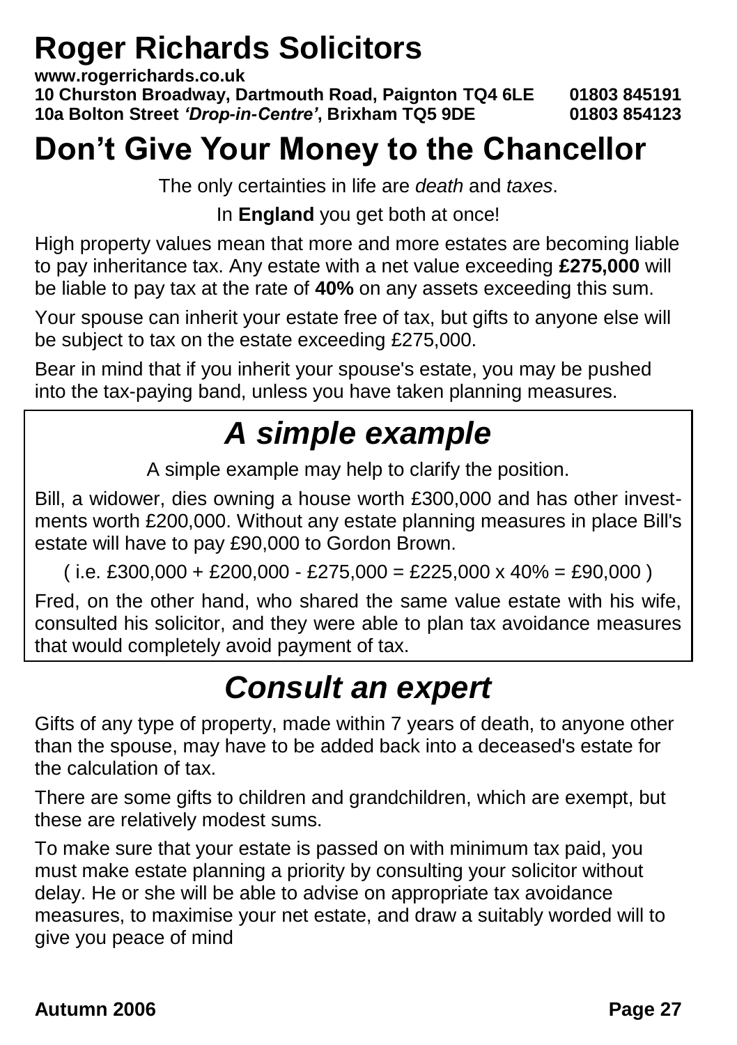# Roger Richards Solicitors

**www.rogerrichards.co.uk**
**10 Churston Broadway, Dartmouth Road, Paignton TQ4 6LE 01803 845191**
**10a Bolton Street *'Drop-in-Centre'*, Brixham TQ5 9DE 01803 854123**

# Don't Give Your Money to the Chancellor

The only certainties in life are *death* and *taxes*.

In **England** you get both at once!

High property values mean that more and more estates are becoming liable to pay inheritance tax. Any estate with a net value exceeding **£275,000** will be liable to pay tax at the rate of **40%** on any assets exceeding this sum.

Your spouse can inherit your estate free of tax, but gifts to anyone else will be subject to tax on the estate exceeding £275,000.

Bear in mind that if you inherit your spouse's estate, you may be pushed into the tax-paying band, unless you have taken planning measures.

## *A simple example*

A simple example may help to clarify the position.

Bill, a widower, dies owning a house worth £300,000 and has other investments worth £200,000. Without any estate planning measures in place Bill's estate will have to pay £90,000 to Gordon Brown.

( i.e. £300,000 + £200,000 - £275,000 = £225,000 x 40% = £90,000 )

Fred, on the other hand, who shared the same value estate with his wife, consulted his solicitor, and they were able to plan tax avoidance measures that would completely avoid payment of tax.

## *Consult an expert*

Gifts of any type of property, made within 7 years of death, to anyone other than the spouse, may have to be added back into a deceased's estate for the calculation of tax.

There are some gifts to children and grandchildren, which are exempt, but these are relatively modest sums.

To make sure that your estate is passed on with minimum tax paid, you must make estate planning a priority by consulting your solicitor without delay. He or she will be able to advise on appropriate tax avoidance measures, to maximise your net estate, and draw a suitably worded will to give you peace of mind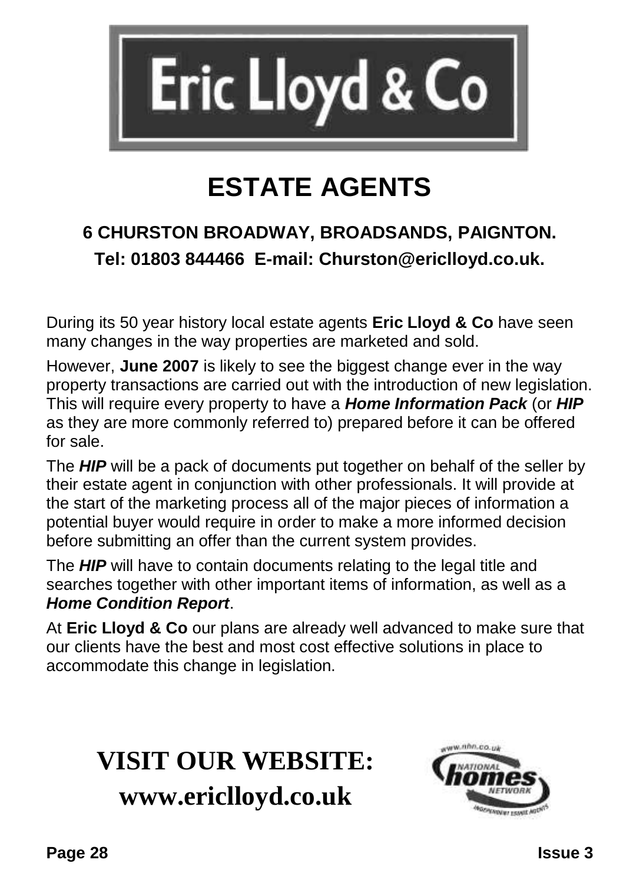# Eric Lloyd & Co

# ESTATE AGENTS

**6 CHURSTON BROADWAY, BROADSANDS, PAIGNTON.**

**Tel: 01803 844466 E-mail: Churston@ericlloyd.co.uk.**

During its 50 year history local estate agents **Eric Lloyd & Co** have seen many changes in the way properties are marketed and sold.

However, **June 2007** is likely to see the biggest change ever in the way property transactions are carried out with the introduction of new legislation. This will require every property to have a ***Home Information Pack*** (or ***HIP*** as they are more commonly referred to) prepared before it can be offered for sale.

The ***HIP*** will be a pack of documents put together on behalf of the seller by their estate agent in conjunction with other professionals. It will provide at the start of the marketing process all of the major pieces of information a potential buyer would require in order to make a more informed decision before submitting an offer than the current system provides.

The ***HIP*** will have to contain documents relating to the legal title and searches together with other important items of information, as well as a ***Home Condition Report***.

At **Eric Lloyd & Co** our plans are already well advanced to make sure that our clients have the best and most cost effective solutions in place to accommodate this change in legislation.

**VISIT OUR WEBSITE:**
**www.ericlloyd.co.uk**

www.nhn.co.uk NATIONAL homes NETWORK INDEPENDENT ESTATE AGENTS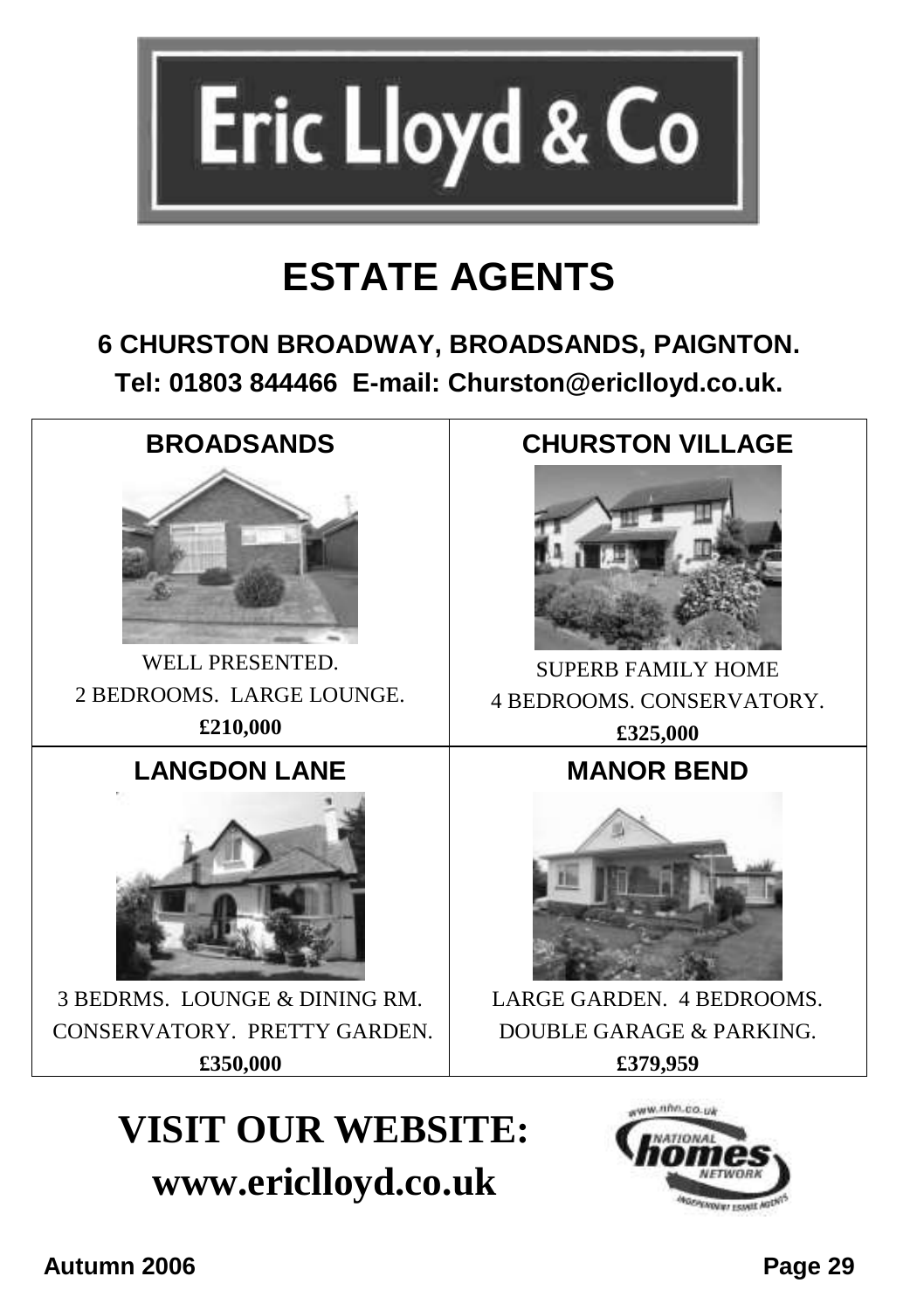# Eric Lloyd & Co

## ESTATE AGENTS

**6 CHURSTON BROADWAY, BROADSANDS, PAIGNTON.**

**Tel: 01803 844466 E-mail: Churston@ericlloyd.co.uk.**

| BROADSANDS | CHURSTON VILLAGE |
|---|---|
| WELL PRESENTED.<br>2 BEDROOMS. LARGE LOUNGE.<br>**£210,000** | SUPERB FAMILY HOME<br>4 BEDROOMS. CONSERVATORY.<br>**£325,000** |
| **LANGDON LANE** | **MANOR BEND** |
| 3 BEDRMS. LOUNGE & DINING RM.<br>CONSERVATORY. PRETTY GARDEN.<br>**£350,000** | LARGE GARDEN. 4 BEDROOMS.<br>DOUBLE GARAGE & PARKING.<br>**£379,959** |

## VISIT OUR WEBSITE:
## www.ericlloyd.co.uk

www.nhn.co.uk NATIONAL homes NETWORK INDEPENDENT ESTATE AGENTS

Autumn 2006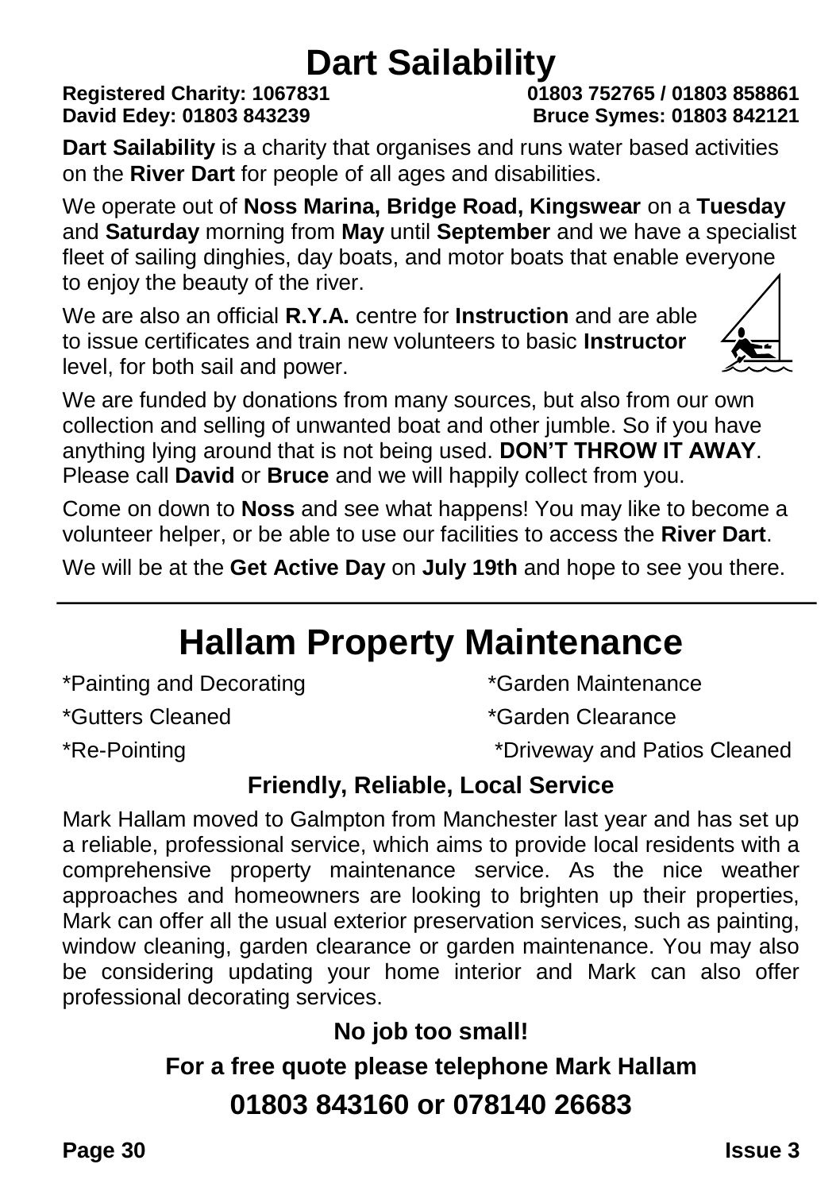# Dart Sailability

**Registered Charity: 1067831** **01803 752765 / 01803 858861**
**David Edey: 01803 843239** **Bruce Symes: 01803 842121**

**Dart Sailability** is a charity that organises and runs water based activities on the **River Dart** for people of all ages and disabilities.

We operate out of **Noss Marina, Bridge Road, Kingswear** on a **Tuesday** and **Saturday** morning from **May** until **September** and we have a specialist fleet of sailing dinghies, day boats, and motor boats that enable everyone to enjoy the beauty of the river.

We are also an official **R.Y.A.** centre for **Instruction** and are able to issue certificates and train new volunteers to basic **Instructor** level, for both sail and power.

We are funded by donations from many sources, but also from our own collection and selling of unwanted boat and other jumble. So if you have anything lying around that is not being used. **DON'T THROW IT AWAY**. Please call **David** or **Bruce** and we will happily collect from you.

Come on down to **Noss** and see what happens! You may like to become a volunteer helper, or be able to use our facilities to access the **River Dart**.

We will be at the **Get Active Day** on **July 19th** and hope to see you there.

---

# Hallam Property Maintenance

*Painting and Decorating
*Garden Maintenance
*Gutters Cleaned
*Garden Clearance
*Re-Pointing
*Driveway and Patios Cleaned

### Friendly, Reliable, Local Service

Mark Hallam moved to Galmpton from Manchester last year and has set up a reliable, professional service, which aims to provide local residents with a comprehensive property maintenance service. As the nice weather approaches and homeowners are looking to brighten up their properties, Mark can offer all the usual exterior preservation services, such as painting, window cleaning, garden clearance or garden maintenance. You may also be considering updating your home interior and Mark can also offer professional decorating services.

**No job too small!**

**For a free quote please telephone Mark Hallam**

**01803 843160 or 078140 26683**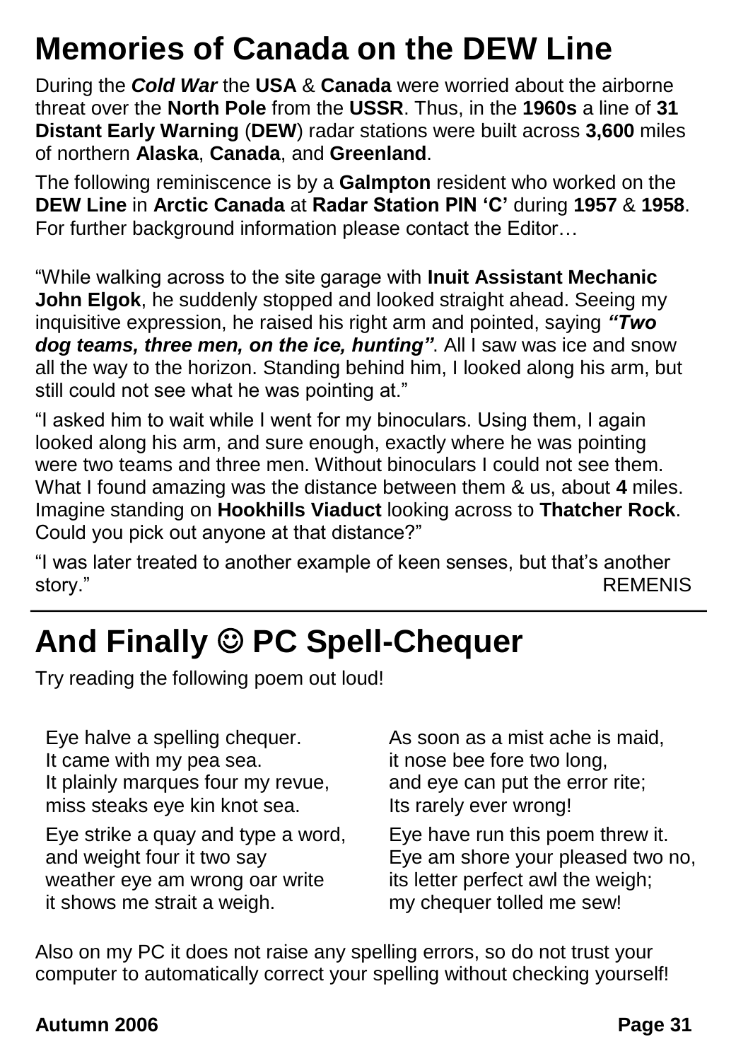# Memories of Canada on the DEW Line

During the ***Cold War*** the **USA** & **Canada** were worried about the airborne threat over the **North Pole** from the **USSR**. Thus, in the **1960s** a line of **31 Distant Early Warning** (**DEW**) radar stations were built across **3,600** miles of northern **Alaska**, **Canada**, and **Greenland**.

The following reminiscence is by a **Galmpton** resident who worked on the **DEW Line** in **Arctic Canada** at **Radar Station PIN 'C'** during **1957** & **1958**. For further background information please contact the Editor…

"While walking across to the site garage with **Inuit Assistant Mechanic John Elgok**, he suddenly stopped and looked straight ahead. Seeing my inquisitive expression, he raised his right arm and pointed, saying ***"Two dog teams, three men, on the ice, hunting"***. All I saw was ice and snow all the way to the horizon. Standing behind him, I looked along his arm, but still could not see what he was pointing at."

"I asked him to wait while I went for my binoculars. Using them, I again looked along his arm, and sure enough, exactly where he was pointing were two teams and three men. Without binoculars I could not see them. What I found amazing was the distance between them & us, about **4** miles. Imagine standing on **Hookhills Viaduct** looking across to **Thatcher Rock**. Could you pick out anyone at that distance?"

"I was later treated to another example of keen senses, but that's another story."

REMENIS

---

# And Finally ☺ PC Spell-Chequer

Try reading the following poem out loud!

Eye halve a spelling chequer.  
It came with my pea sea.  
It plainly marques four my revue,  
miss steaks eye kin knot sea.

Eye strike a quay and type a word,  
and weight four it two say  
weather eye am wrong oar write  
it shows me strait a weigh.

As soon as a mist ache is maid,  
it nose bee fore two long,  
and eye can put the error rite;  
Its rarely ever wrong!

Eye have run this poem threw it.  
Eye am shore your pleased two no,  
its letter perfect awl the weigh;  
my chequer tolled me sew!

Also on my PC it does not raise any spelling errors, so do not trust your computer to automatically correct your spelling without checking yourself!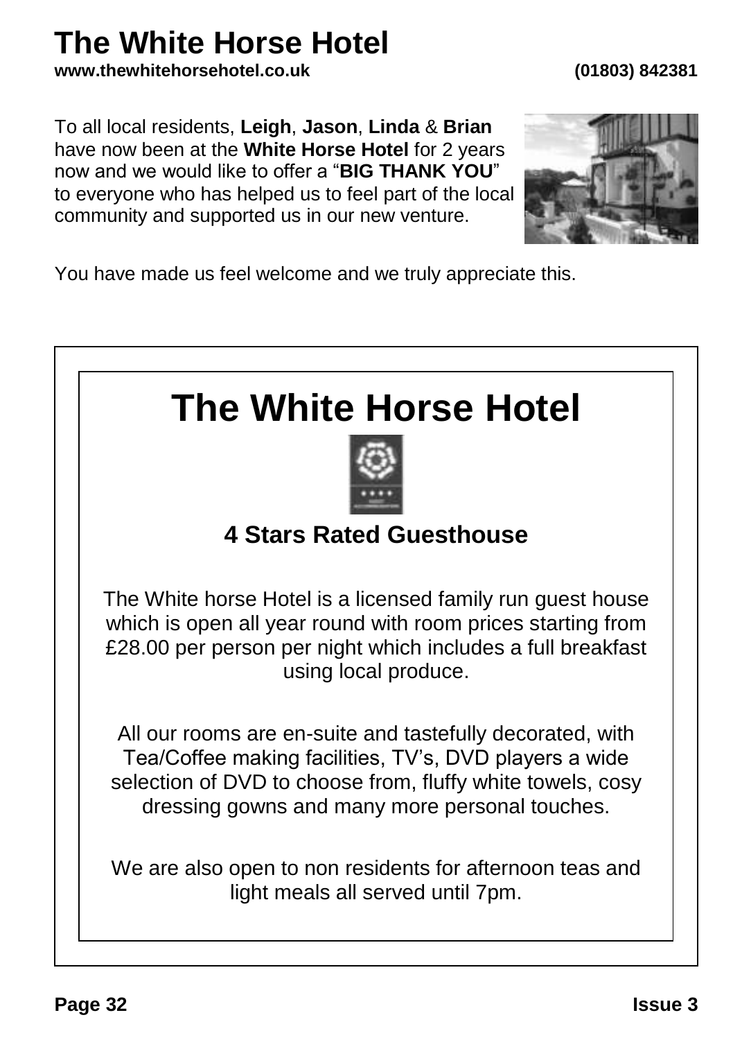# The White Horse Hotel

**www.thewhitehorsehotel.co.uk** **(01803) 842381**

To all local residents, **Leigh**, **Jason**, **Linda** & **Brian** have now been at the **White Horse Hotel** for 2 years now and we would like to offer a "**BIG THANK YOU**" to everyone who has helped us to feel part of the local community and supported us in our new venture.

You have made us feel welcome and we truly appreciate this.

# The White Horse Hotel

### 4 Stars Rated Guesthouse

The White horse Hotel is a licensed family run guest house which is open all year round with room prices starting from £28.00 per person per night which includes a full breakfast using local produce.

All our rooms are en-suite and tastefully decorated, with Tea/Coffee making facilities, TV's, DVD players a wide selection of DVD to choose from, fluffy white towels, cosy dressing gowns and many more personal touches.

We are also open to non residents for afternoon teas and light meals all served until 7pm.